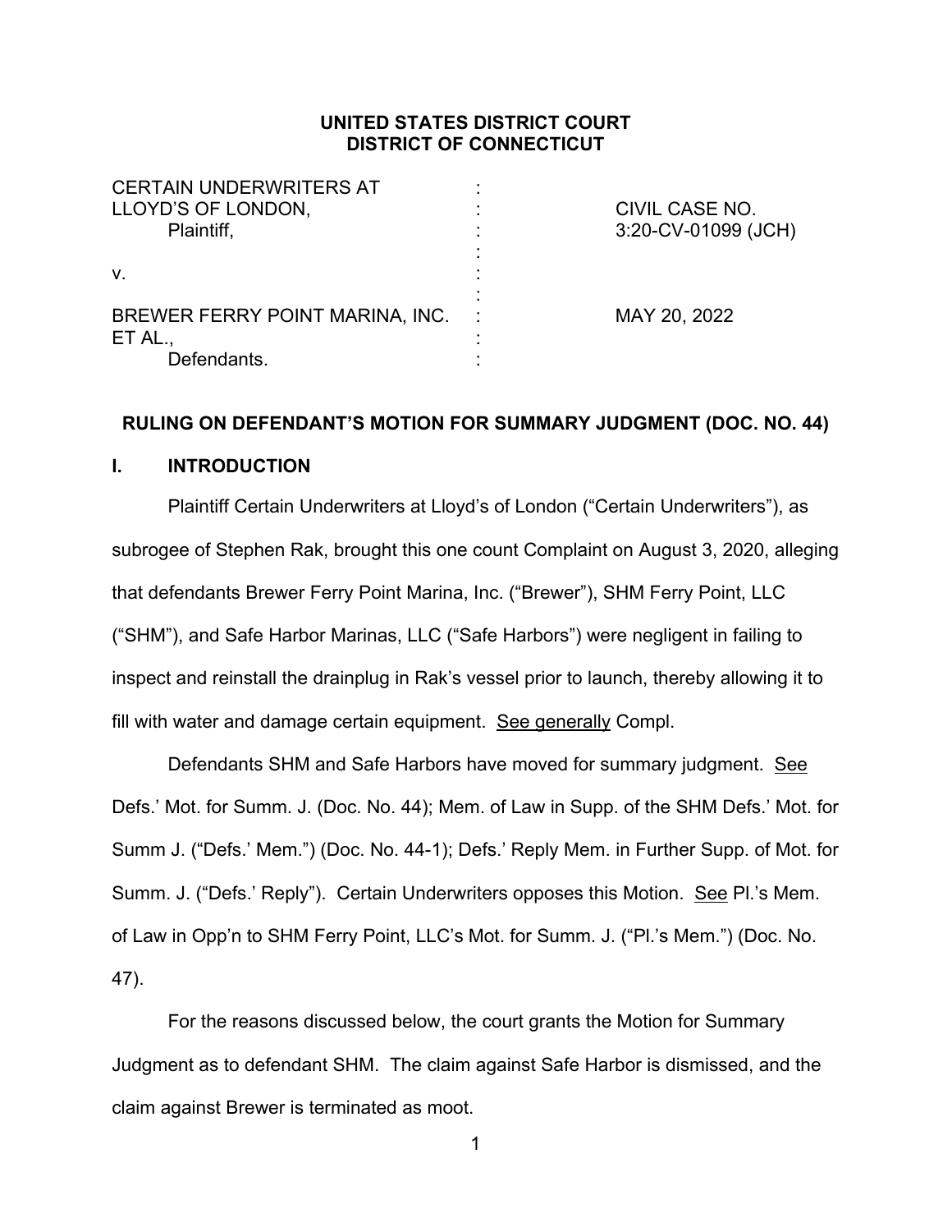**UNITED STATES DISTRICT COURT**
**DISTRICT OF CONNECTICUT**

| | | |
|---|---|---|
| CERTAIN UNDERWRITERS AT LLOYD'S OF LONDON, Plaintiff, | : | CIVIL CASE NO. 3:20-CV-01099 (JCH) |
| v. | : | |
| BREWER FERRY POINT MARINA, INC. ET AL., Defendants. | : | MAY 20, 2022 |

## RULING ON DEFENDANT'S MOTION FOR SUMMARY JUDGMENT (DOC. NO. 44)

## I. INTRODUCTION

Plaintiff Certain Underwriters at Lloyd's of London ("Certain Underwriters"), as subrogee of Stephen Rak, brought this one count Complaint on August 3, 2020, alleging that defendants Brewer Ferry Point Marina, Inc. ("Brewer"), SHM Ferry Point, LLC ("SHM"), and Safe Harbor Marinas, LLC ("Safe Harbors") were negligent in failing to inspect and reinstall the drainplug in Rak's vessel prior to launch, thereby allowing it to fill with water and damage certain equipment. See generally Compl.

Defendants SHM and Safe Harbors have moved for summary judgment. See Defs.' Mot. for Summ. J. (Doc. No. 44); Mem. of Law in Supp. of the SHM Defs.' Mot. for Summ J. ("Defs.' Mem.") (Doc. No. 44-1); Defs.' Reply Mem. in Further Supp. of Mot. for Summ. J. ("Defs.' Reply"). Certain Underwriters opposes this Motion. See Pl.'s Mem. of Law in Opp'n to SHM Ferry Point, LLC's Mot. for Summ. J. ("Pl.'s Mem.") (Doc. No. 47).

For the reasons discussed below, the court grants the Motion for Summary Judgment as to defendant SHM. The claim against Safe Harbor is dismissed, and the claim against Brewer is terminated as moot.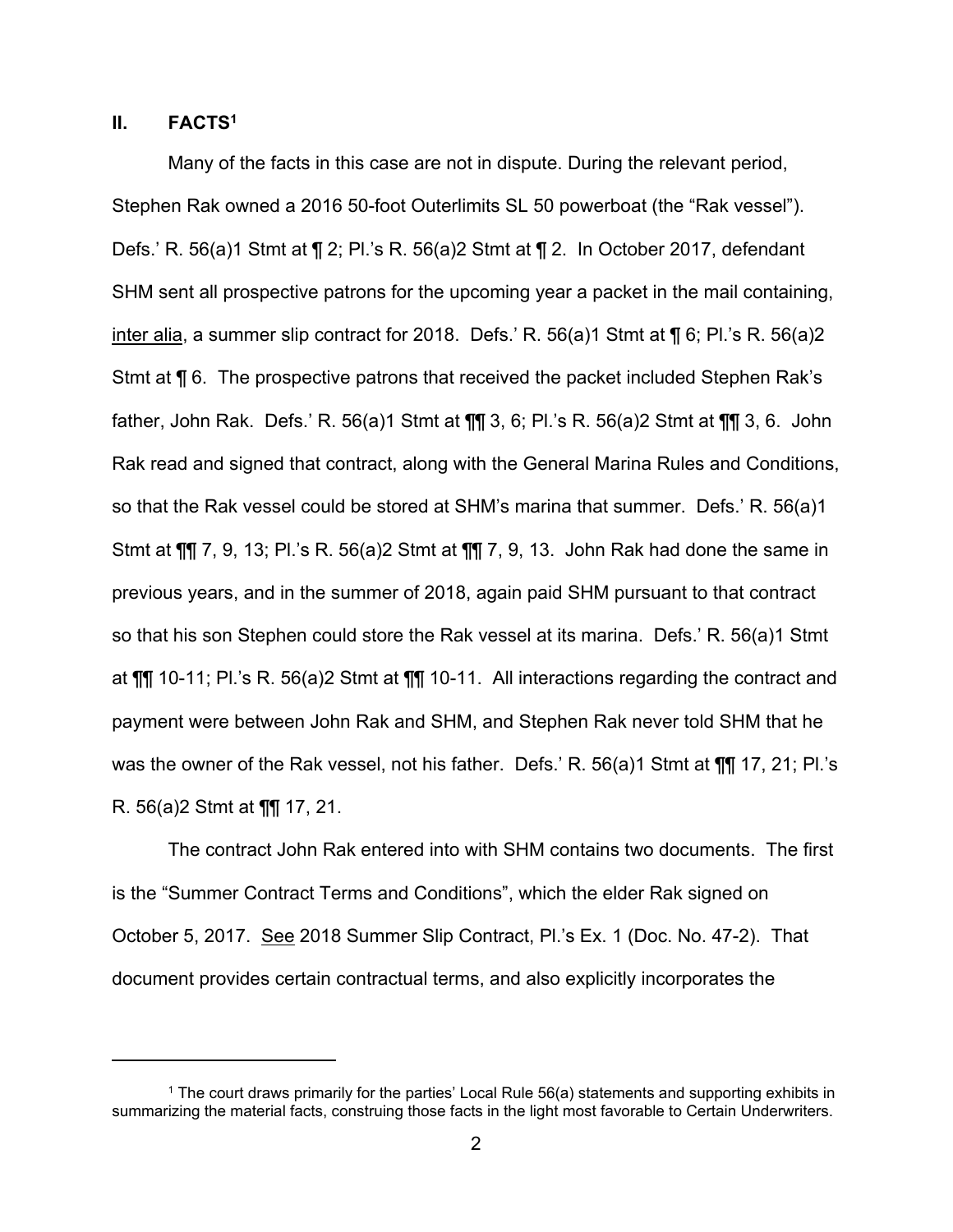## II. FACTS[1]

Many of the facts in this case are not in dispute. During the relevant period, Stephen Rak owned a 2016 50-foot Outerlimits SL 50 powerboat (the "Rak vessel"). Defs.' R. 56(a)1 Stmt at ¶ 2; Pl.'s R. 56(a)2 Stmt at ¶ 2. In October 2017, defendant SHM sent all prospective patrons for the upcoming year a packet in the mail containing, inter alia, a summer slip contract for 2018. Defs.' R. 56(a)1 Stmt at ¶ 6; Pl.'s R. 56(a)2 Stmt at ¶ 6. The prospective patrons that received the packet included Stephen Rak's father, John Rak. Defs.' R. 56(a)1 Stmt at ¶¶ 3, 6; Pl.'s R. 56(a)2 Stmt at ¶¶ 3, 6. John Rak read and signed that contract, along with the General Marina Rules and Conditions, so that the Rak vessel could be stored at SHM's marina that summer. Defs.' R. 56(a)1 Stmt at ¶¶ 7, 9, 13; Pl.'s R. 56(a)2 Stmt at ¶¶ 7, 9, 13. John Rak had done the same in previous years, and in the summer of 2018, again paid SHM pursuant to that contract so that his son Stephen could store the Rak vessel at its marina. Defs.' R. 56(a)1 Stmt at ¶¶ 10-11; Pl.'s R. 56(a)2 Stmt at ¶¶ 10-11. All interactions regarding the contract and payment were between John Rak and SHM, and Stephen Rak never told SHM that he was the owner of the Rak vessel, not his father. Defs.' R. 56(a)1 Stmt at ¶¶ 17, 21; Pl.'s R. 56(a)2 Stmt at ¶¶ 17, 21.

The contract John Rak entered into with SHM contains two documents. The first is the "Summer Contract Terms and Conditions", which the elder Rak signed on October 5, 2017. See 2018 Summer Slip Contract, Pl.'s Ex. 1 (Doc. No. 47-2). That document provides certain contractual terms, and also explicitly incorporates the

[1] The court draws primarily for the parties' Local Rule 56(a) statements and supporting exhibits in summarizing the material facts, construing those facts in the light most favorable to Certain Underwriters.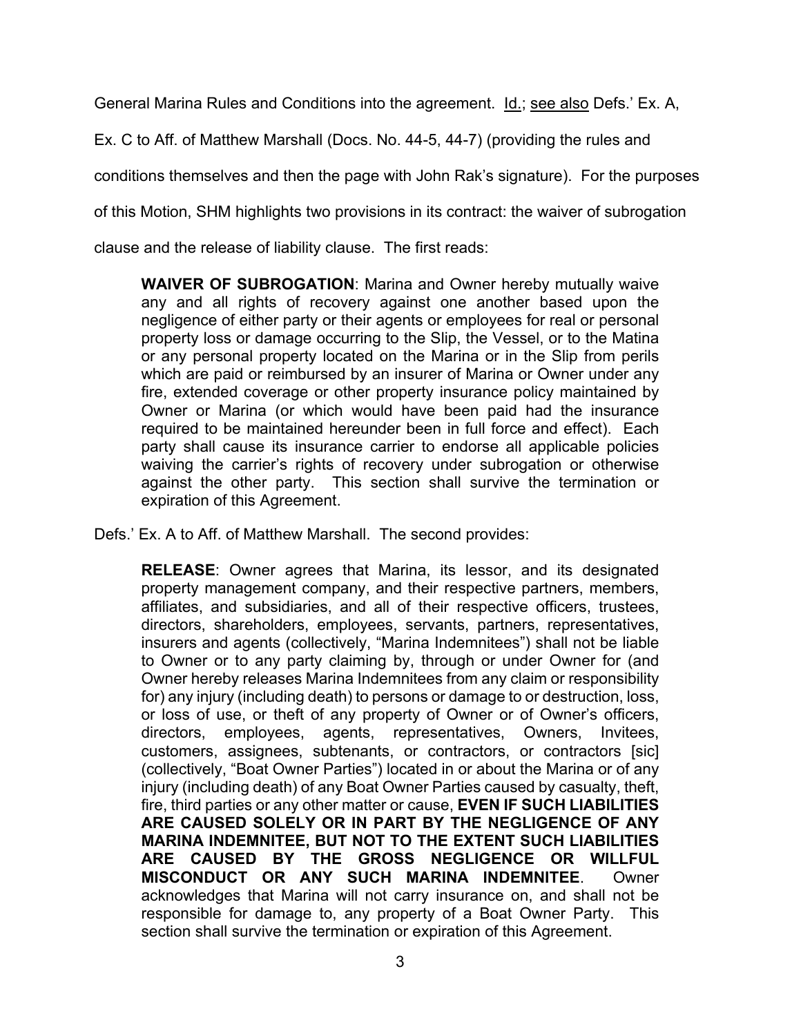General Marina Rules and Conditions into the agreement. Id.; see also Defs.' Ex. A, Ex. C to Aff. of Matthew Marshall (Docs. No. 44-5, 44-7) (providing the rules and conditions themselves and then the page with John Rak's signature). For the purposes of this Motion, SHM highlights two provisions in its contract: the waiver of subrogation clause and the release of liability clause. The first reads:

> **WAIVER OF SUBROGATION**: Marina and Owner hereby mutually waive any and all rights of recovery against one another based upon the negligence of either party or their agents or employees for real or personal property loss or damage occurring to the Slip, the Vessel, or to the Matina or any personal property located on the Marina or in the Slip from perils which are paid or reimbursed by an insurer of Marina or Owner under any fire, extended coverage or other property insurance policy maintained by Owner or Marina (or which would have been paid had the insurance required to be maintained hereunder been in full force and effect). Each party shall cause its insurance carrier to endorse all applicable policies waiving the carrier's rights of recovery under subrogation or otherwise against the other party. This section shall survive the termination or expiration of this Agreement.

Defs.' Ex. A to Aff. of Matthew Marshall. The second provides:

> **RELEASE**: Owner agrees that Marina, its lessor, and its designated property management company, and their respective partners, members, affiliates, and subsidiaries, and all of their respective officers, trustees, directors, shareholders, employees, servants, partners, representatives, insurers and agents (collectively, "Marina Indemnitees") shall not be liable to Owner or to any party claiming by, through or under Owner for (and Owner hereby releases Marina Indemnitees from any claim or responsibility for) any injury (including death) to persons or damage to or destruction, loss, or loss of use, or theft of any property of Owner or of Owner's officers, directors, employees, agents, representatives, Owners, Invitees, customers, assignees, subtenants, or contractors, or contractors [sic] (collectively, "Boat Owner Parties") located in or about the Marina or of any injury (including death) of any Boat Owner Parties caused by casualty, theft, fire, third parties or any other matter or cause, **EVEN IF SUCH LIABILITIES ARE CAUSED SOLELY OR IN PART BY THE NEGLIGENCE OF ANY MARINA INDEMNITEE, BUT NOT TO THE EXTENT SUCH LIABILITIES ARE CAUSED BY THE GROSS NEGLIGENCE OR WILLFUL MISCONDUCT OR ANY SUCH MARINA INDEMNITEE**. Owner acknowledges that Marina will not carry insurance on, and shall not be responsible for damage to, any property of a Boat Owner Party. This section shall survive the termination or expiration of this Agreement.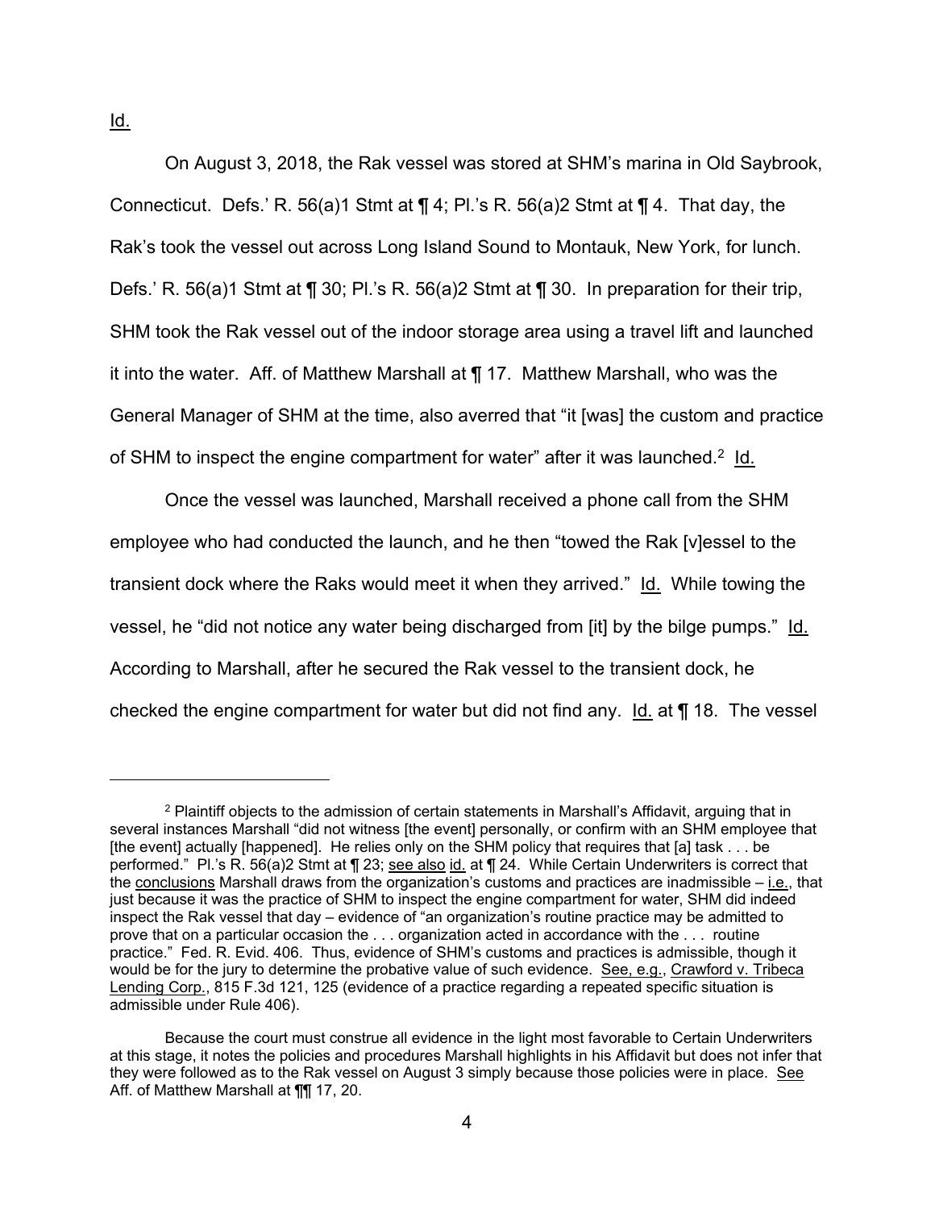Id.

On August 3, 2018, the Rak vessel was stored at SHM's marina in Old Saybrook, Connecticut. Defs.' R. 56(a)1 Stmt at ¶ 4; Pl.'s R. 56(a)2 Stmt at ¶ 4. That day, the Rak's took the vessel out across Long Island Sound to Montauk, New York, for lunch. Defs.' R. 56(a)1 Stmt at ¶ 30; Pl.'s R. 56(a)2 Stmt at ¶ 30. In preparation for their trip, SHM took the Rak vessel out of the indoor storage area using a travel lift and launched it into the water. Aff. of Matthew Marshall at ¶ 17. Matthew Marshall, who was the General Manager of SHM at the time, also averred that "it [was] the custom and practice of SHM to inspect the engine compartment for water" after it was launched.[2] Id.

Once the vessel was launched, Marshall received a phone call from the SHM employee who had conducted the launch, and he then "towed the Rak [v]essel to the transient dock where the Raks would meet it when they arrived." Id. While towing the vessel, he "did not notice any water being discharged from [it] by the bilge pumps." Id. According to Marshall, after he secured the Rak vessel to the transient dock, he checked the engine compartment for water but did not find any. Id. at ¶ 18. The vessel

---

[2] Plaintiff objects to the admission of certain statements in Marshall's Affidavit, arguing that in several instances Marshall "did not witness [the event] personally, or confirm with an SHM employee that [the event] actually [happened]. He relies only on the SHM policy that requires that [a] task . . . be performed." Pl.'s R. 56(a)2 Stmt at ¶ 23; see also id. at ¶ 24. While Certain Underwriters is correct that the conclusions Marshall draws from the organization's customs and practices are inadmissible – i.e., that just because it was the practice of SHM to inspect the engine compartment for water, SHM did indeed inspect the Rak vessel that day – evidence of "an organization's routine practice may be admitted to prove that on a particular occasion the . . . organization acted in accordance with the . . . routine practice." Fed. R. Evid. 406. Thus, evidence of SHM's customs and practices is admissible, though it would be for the jury to determine the probative value of such evidence. See, e.g., Crawford v. Tribeca Lending Corp., 815 F.3d 121, 125 (evidence of a practice regarding a repeated specific situation is admissible under Rule 406).

Because the court must construe all evidence in the light most favorable to Certain Underwriters at this stage, it notes the policies and procedures Marshall highlights in his Affidavit but does not infer that they were followed as to the Rak vessel on August 3 simply because those policies were in place. See Aff. of Matthew Marshall at ¶¶ 17, 20.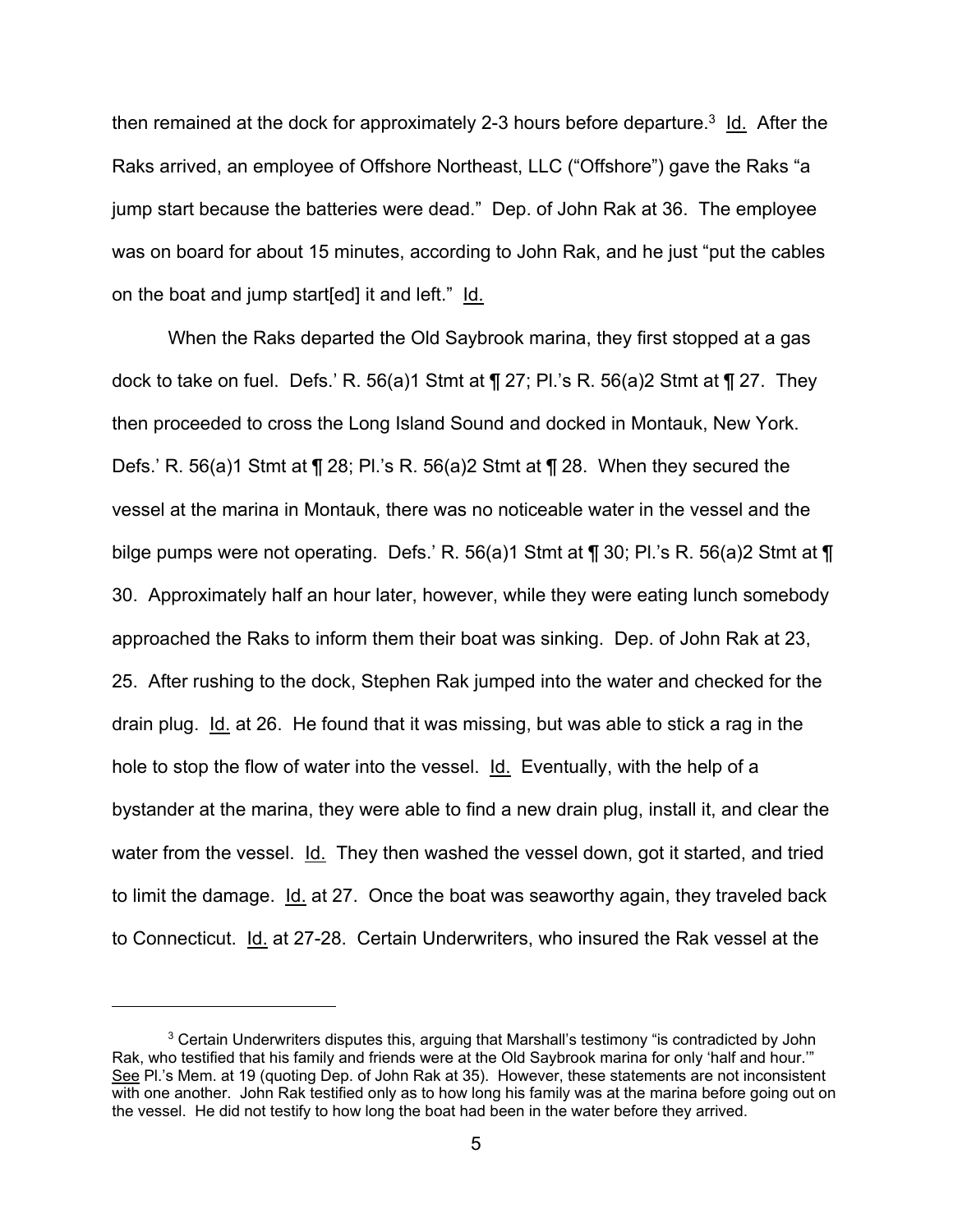then remained at the dock for approximately 2-3 hours before departure.[3] Id. After the Raks arrived, an employee of Offshore Northeast, LLC ("Offshore") gave the Raks "a jump start because the batteries were dead." Dep. of John Rak at 36. The employee was on board for about 15 minutes, according to John Rak, and he just "put the cables on the boat and jump start[ed] it and left." Id.

When the Raks departed the Old Saybrook marina, they first stopped at a gas dock to take on fuel. Defs.' R. 56(a)1 Stmt at ¶ 27; Pl.'s R. 56(a)2 Stmt at ¶ 27. They then proceeded to cross the Long Island Sound and docked in Montauk, New York. Defs.' R. 56(a)1 Stmt at ¶ 28; Pl.'s R. 56(a)2 Stmt at ¶ 28. When they secured the vessel at the marina in Montauk, there was no noticeable water in the vessel and the bilge pumps were not operating. Defs.' R. 56(a)1 Stmt at ¶ 30; Pl.'s R. 56(a)2 Stmt at ¶ 30. Approximately half an hour later, however, while they were eating lunch somebody approached the Raks to inform them their boat was sinking. Dep. of John Rak at 23, 25. After rushing to the dock, Stephen Rak jumped into the water and checked for the drain plug. Id. at 26. He found that it was missing, but was able to stick a rag in the hole to stop the flow of water into the vessel. Id. Eventually, with the help of a bystander at the marina, they were able to find a new drain plug, install it, and clear the water from the vessel. Id. They then washed the vessel down, got it started, and tried to limit the damage. Id. at 27. Once the boat was seaworthy again, they traveled back to Connecticut. Id. at 27-28. Certain Underwriters, who insured the Rak vessel at the

---

[3] Certain Underwriters disputes this, arguing that Marshall's testimony "is contradicted by John Rak, who testified that his family and friends were at the Old Saybrook marina for only 'half and hour.'" See Pl.'s Mem. at 19 (quoting Dep. of John Rak at 35). However, these statements are not inconsistent with one another. John Rak testified only as to how long his family was at the marina before going out on the vessel. He did not testify to how long the boat had been in the water before they arrived.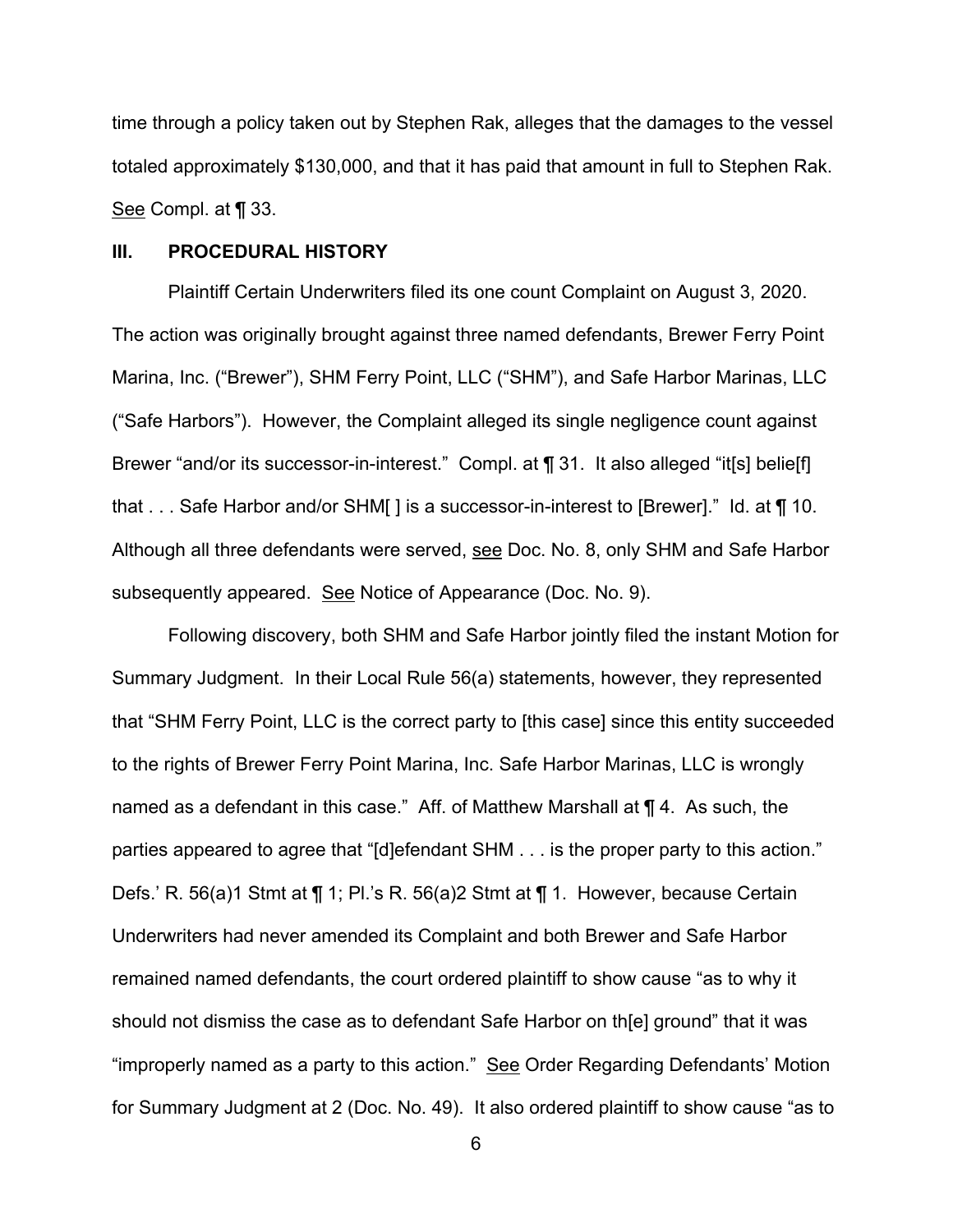time through a policy taken out by Stephen Rak, alleges that the damages to the vessel totaled approximately $130,000, and that it has paid that amount in full to Stephen Rak. See Compl. at ¶ 33.

## III. PROCEDURAL HISTORY

Plaintiff Certain Underwriters filed its one count Complaint on August 3, 2020. The action was originally brought against three named defendants, Brewer Ferry Point Marina, Inc. ("Brewer"), SHM Ferry Point, LLC ("SHM"), and Safe Harbor Marinas, LLC ("Safe Harbors"). However, the Complaint alleged its single negligence count against Brewer "and/or its successor-in-interest." Compl. at ¶ 31. It also alleged "it[s] belie[f] that . . . Safe Harbor and/or SHM[ ] is a successor-in-interest to [Brewer]." Id. at ¶ 10. Although all three defendants were served, see Doc. No. 8, only SHM and Safe Harbor subsequently appeared. See Notice of Appearance (Doc. No. 9).

Following discovery, both SHM and Safe Harbor jointly filed the instant Motion for Summary Judgment. In their Local Rule 56(a) statements, however, they represented that "SHM Ferry Point, LLC is the correct party to [this case] since this entity succeeded to the rights of Brewer Ferry Point Marina, Inc. Safe Harbor Marinas, LLC is wrongly named as a defendant in this case." Aff. of Matthew Marshall at ¶ 4. As such, the parties appeared to agree that "[d]efendant SHM . . . is the proper party to this action." Defs.' R. 56(a)1 Stmt at ¶ 1; Pl.'s R. 56(a)2 Stmt at ¶ 1. However, because Certain Underwriters had never amended its Complaint and both Brewer and Safe Harbor remained named defendants, the court ordered plaintiff to show cause "as to why it should not dismiss the case as to defendant Safe Harbor on th[e] ground" that it was "improperly named as a party to this action." See Order Regarding Defendants' Motion for Summary Judgment at 2 (Doc. No. 49). It also ordered plaintiff to show cause "as to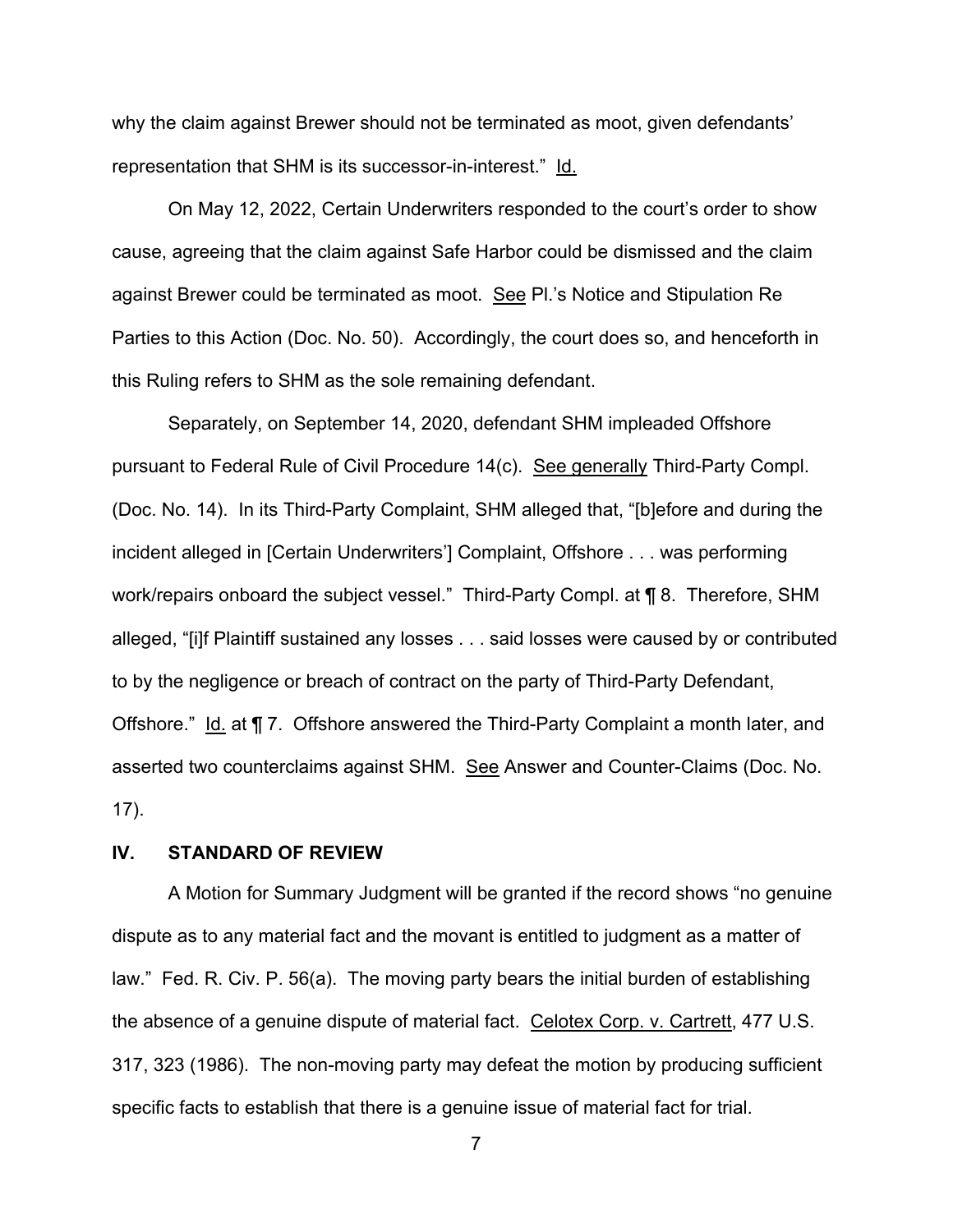why the claim against Brewer should not be terminated as moot, given defendants' representation that SHM is its successor-in-interest." Id.

On May 12, 2022, Certain Underwriters responded to the court's order to show cause, agreeing that the claim against Safe Harbor could be dismissed and the claim against Brewer could be terminated as moot. See Pl.'s Notice and Stipulation Re Parties to this Action (Doc. No. 50). Accordingly, the court does so, and henceforth in this Ruling refers to SHM as the sole remaining defendant.

Separately, on September 14, 2020, defendant SHM impleaded Offshore pursuant to Federal Rule of Civil Procedure 14(c). See generally Third-Party Compl. (Doc. No. 14). In its Third-Party Complaint, SHM alleged that, "[b]efore and during the incident alleged in [Certain Underwriters'] Complaint, Offshore . . . was performing work/repairs onboard the subject vessel." Third-Party Compl. at ¶ 8. Therefore, SHM alleged, "[i]f Plaintiff sustained any losses . . . said losses were caused by or contributed to by the negligence or breach of contract on the party of Third-Party Defendant, Offshore." Id. at ¶ 7. Offshore answered the Third-Party Complaint a month later, and asserted two counterclaims against SHM. See Answer and Counter-Claims (Doc. No. 17).

## IV. STANDARD OF REVIEW

A Motion for Summary Judgment will be granted if the record shows "no genuine dispute as to any material fact and the movant is entitled to judgment as a matter of law." Fed. R. Civ. P. 56(a). The moving party bears the initial burden of establishing the absence of a genuine dispute of material fact. Celotex Corp. v. Cartrett, 477 U.S. 317, 323 (1986). The non-moving party may defeat the motion by producing sufficient specific facts to establish that there is a genuine issue of material fact for trial.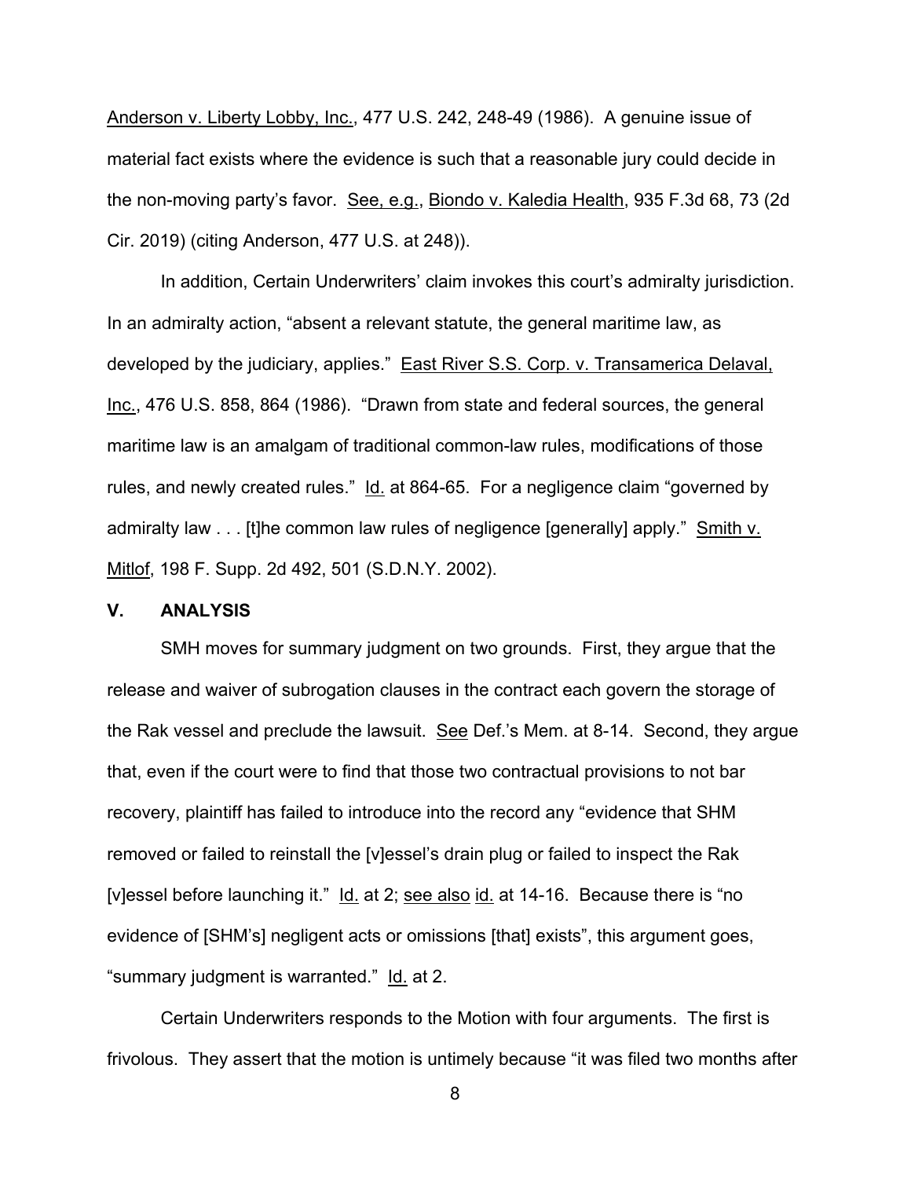Anderson v. Liberty Lobby, Inc., 477 U.S. 242, 248-49 (1986). A genuine issue of material fact exists where the evidence is such that a reasonable jury could decide in the non-moving party's favor. See, e.g., Biondo v. Kaledia Health, 935 F.3d 68, 73 (2d Cir. 2019) (citing Anderson, 477 U.S. at 248)).

In addition, Certain Underwriters' claim invokes this court's admiralty jurisdiction. In an admiralty action, "absent a relevant statute, the general maritime law, as developed by the judiciary, applies." East River S.S. Corp. v. Transamerica Delaval, Inc., 476 U.S. 858, 864 (1986). "Drawn from state and federal sources, the general maritime law is an amalgam of traditional common-law rules, modifications of those rules, and newly created rules." Id. at 864-65. For a negligence claim "governed by admiralty law . . . [t]he common law rules of negligence [generally] apply." Smith v. Mitlof, 198 F. Supp. 2d 492, 501 (S.D.N.Y. 2002).

## V. ANALYSIS

SMH moves for summary judgment on two grounds. First, they argue that the release and waiver of subrogation clauses in the contract each govern the storage of the Rak vessel and preclude the lawsuit. See Def.'s Mem. at 8-14. Second, they argue that, even if the court were to find that those two contractual provisions to not bar recovery, plaintiff has failed to introduce into the record any "evidence that SHM removed or failed to reinstall the [v]essel's drain plug or failed to inspect the Rak [v]essel before launching it." Id. at 2; see also id. at 14-16. Because there is "no evidence of [SHM's] negligent acts or omissions [that] exists", this argument goes, "summary judgment is warranted." Id. at 2.

Certain Underwriters responds to the Motion with four arguments. The first is frivolous. They assert that the motion is untimely because "it was filed two months after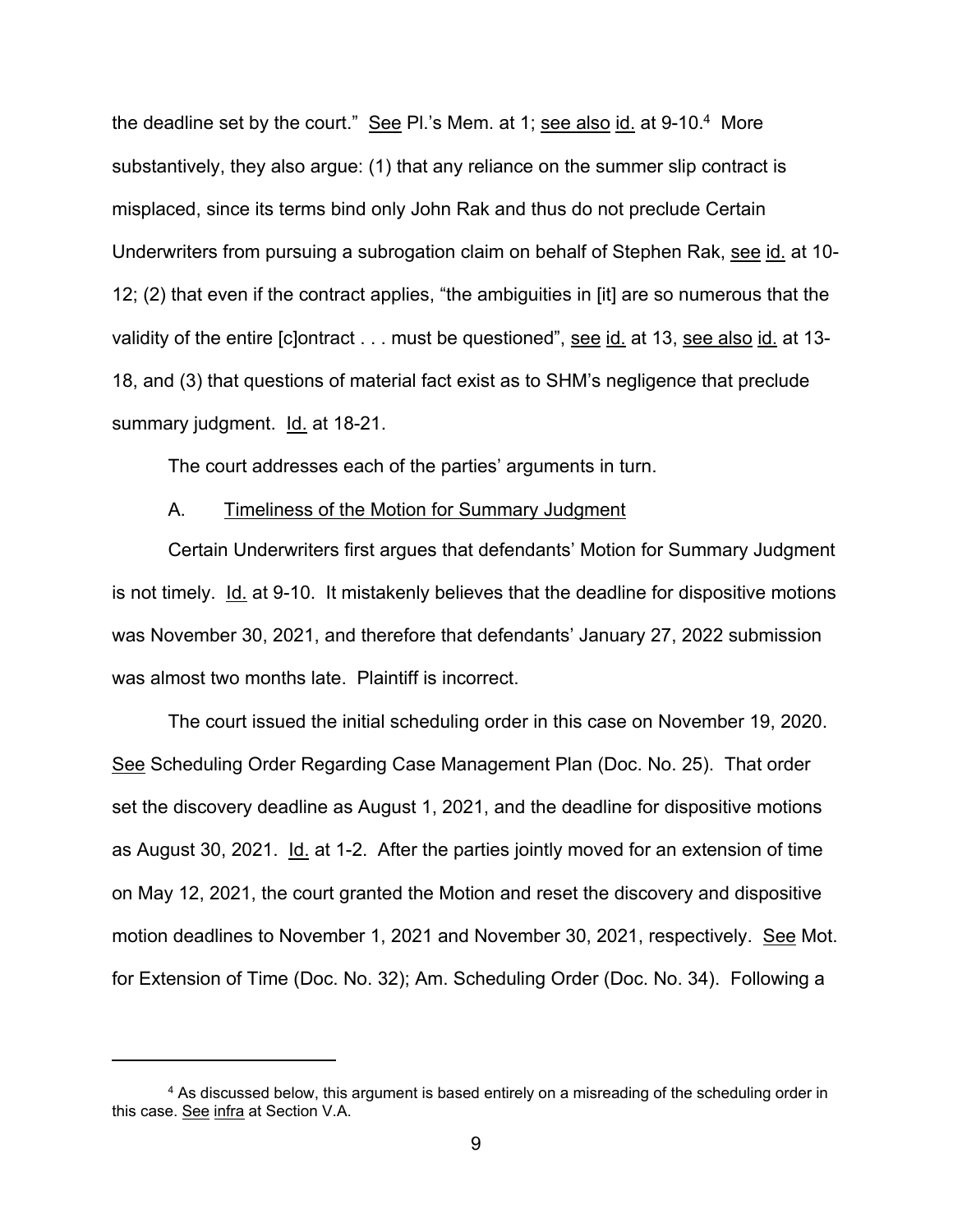the deadline set by the court." See Pl.'s Mem. at 1; see also id. at 9-10.[4] More substantively, they also argue: (1) that any reliance on the summer slip contract is misplaced, since its terms bind only John Rak and thus do not preclude Certain Underwriters from pursuing a subrogation claim on behalf of Stephen Rak, see id. at 10-12; (2) that even if the contract applies, "the ambiguities in [it] are so numerous that the validity of the entire [c]ontract . . . must be questioned", see id. at 13, see also id. at 13-18, and (3) that questions of material fact exist as to SHM's negligence that preclude summary judgment. Id. at 18-21.

The court addresses each of the parties' arguments in turn.

A. Timeliness of the Motion for Summary Judgment

Certain Underwriters first argues that defendants' Motion for Summary Judgment is not timely. Id. at 9-10. It mistakenly believes that the deadline for dispositive motions was November 30, 2021, and therefore that defendants' January 27, 2022 submission was almost two months late. Plaintiff is incorrect.

The court issued the initial scheduling order in this case on November 19, 2020. See Scheduling Order Regarding Case Management Plan (Doc. No. 25). That order set the discovery deadline as August 1, 2021, and the deadline for dispositive motions as August 30, 2021. Id. at 1-2. After the parties jointly moved for an extension of time on May 12, 2021, the court granted the Motion and reset the discovery and dispositive motion deadlines to November 1, 2021 and November 30, 2021, respectively. See Mot. for Extension of Time (Doc. No. 32); Am. Scheduling Order (Doc. No. 34). Following a

[4] As discussed below, this argument is based entirely on a misreading of the scheduling order in this case. See infra at Section V.A.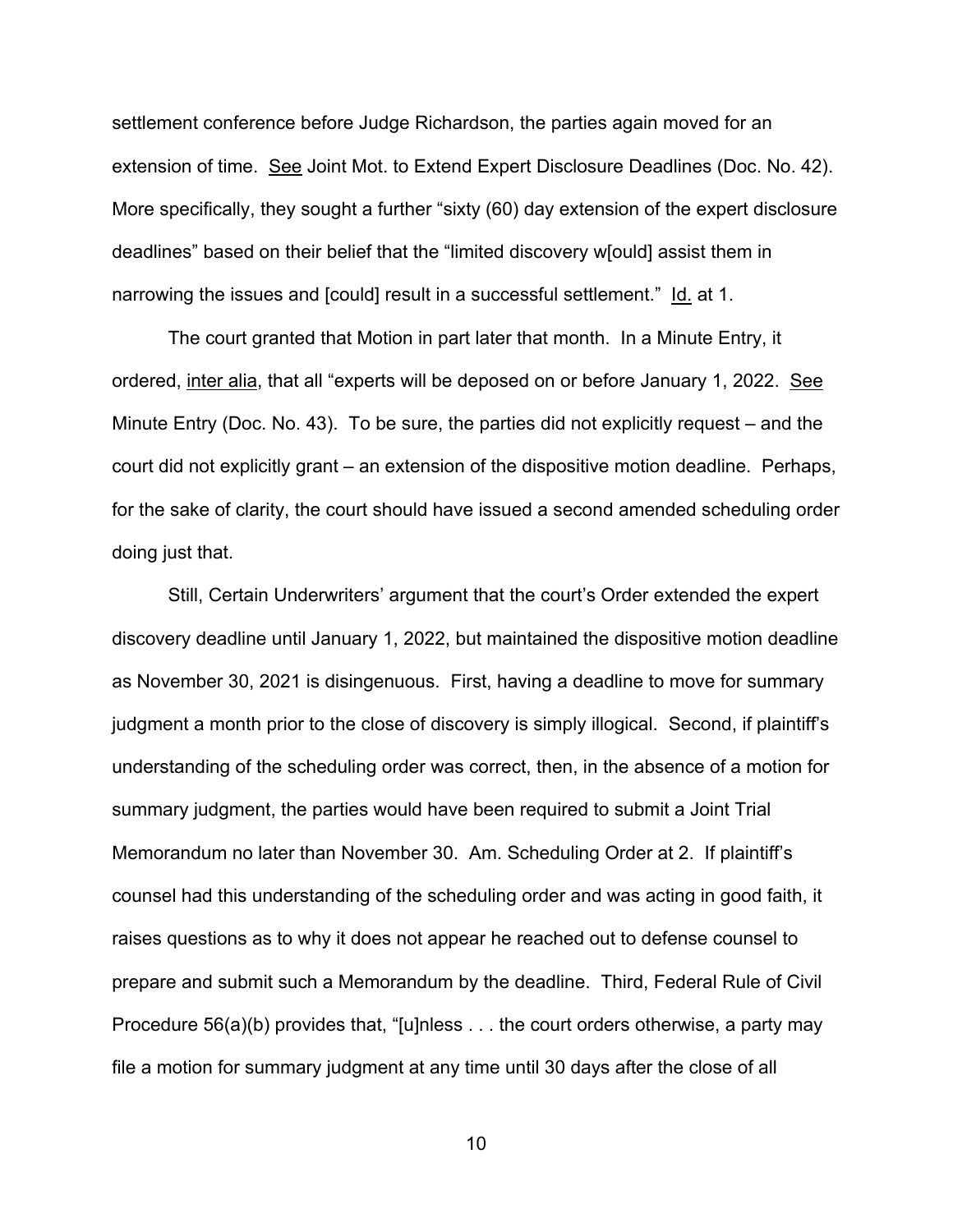settlement conference before Judge Richardson, the parties again moved for an extension of time. See Joint Mot. to Extend Expert Disclosure Deadlines (Doc. No. 42). More specifically, they sought a further "sixty (60) day extension of the expert disclosure deadlines" based on their belief that the "limited discovery w[ould] assist them in narrowing the issues and [could] result in a successful settlement." Id. at 1.

The court granted that Motion in part later that month. In a Minute Entry, it ordered, inter alia, that all "experts will be deposed on or before January 1, 2022. See Minute Entry (Doc. No. 43). To be sure, the parties did not explicitly request – and the court did not explicitly grant – an extension of the dispositive motion deadline. Perhaps, for the sake of clarity, the court should have issued a second amended scheduling order doing just that.

Still, Certain Underwriters' argument that the court's Order extended the expert discovery deadline until January 1, 2022, but maintained the dispositive motion deadline as November 30, 2021 is disingenuous. First, having a deadline to move for summary judgment a month prior to the close of discovery is simply illogical. Second, if plaintiff's understanding of the scheduling order was correct, then, in the absence of a motion for summary judgment, the parties would have been required to submit a Joint Trial Memorandum no later than November 30. Am. Scheduling Order at 2. If plaintiff's counsel had this understanding of the scheduling order and was acting in good faith, it raises questions as to why it does not appear he reached out to defense counsel to prepare and submit such a Memorandum by the deadline. Third, Federal Rule of Civil Procedure 56(a)(b) provides that, "[u]nless . . . the court orders otherwise, a party may file a motion for summary judgment at any time until 30 days after the close of all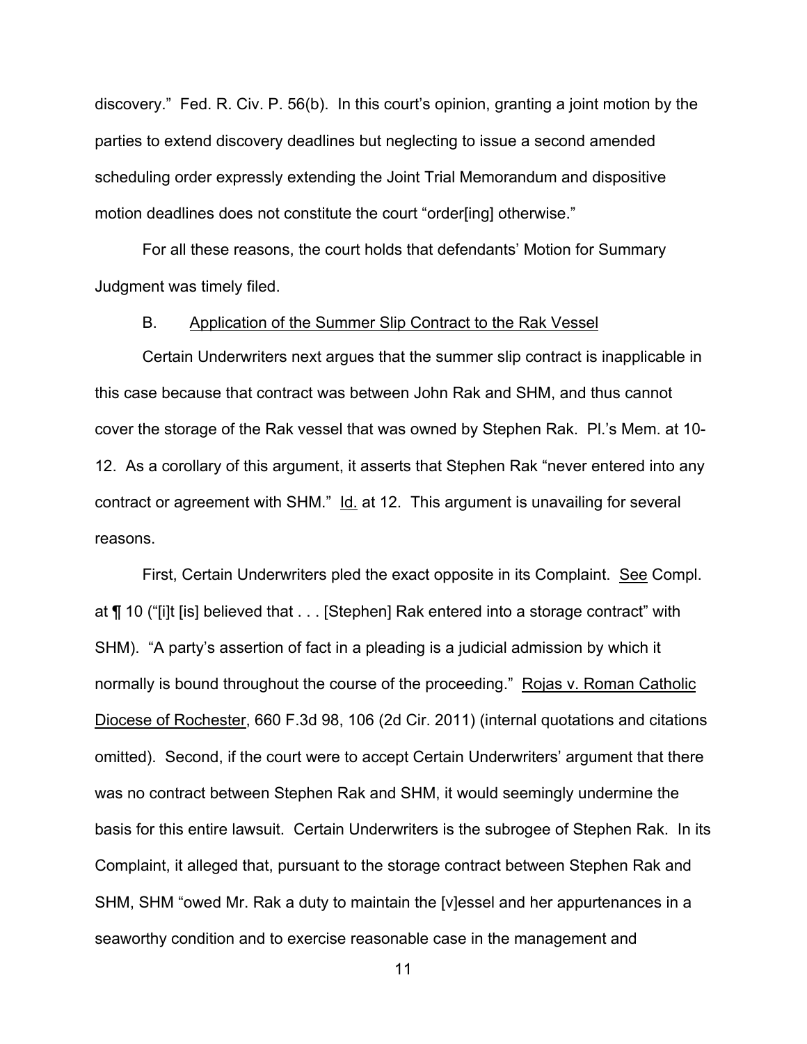discovery." Fed. R. Civ. P. 56(b). In this court's opinion, granting a joint motion by the parties to extend discovery deadlines but neglecting to issue a second amended scheduling order expressly extending the Joint Trial Memorandum and dispositive motion deadlines does not constitute the court "order[ing] otherwise."

For all these reasons, the court holds that defendants' Motion for Summary Judgment was timely filed.

B. Application of the Summer Slip Contract to the Rak Vessel

Certain Underwriters next argues that the summer slip contract is inapplicable in this case because that contract was between John Rak and SHM, and thus cannot cover the storage of the Rak vessel that was owned by Stephen Rak. Pl.'s Mem. at 10-12. As a corollary of this argument, it asserts that Stephen Rak "never entered into any contract or agreement with SHM." Id. at 12. This argument is unavailing for several reasons.

First, Certain Underwriters pled the exact opposite in its Complaint. See Compl. at ¶ 10 ("[i]t [is] believed that . . . [Stephen] Rak entered into a storage contract" with SHM). "A party's assertion of fact in a pleading is a judicial admission by which it normally is bound throughout the course of the proceeding." Rojas v. Roman Catholic Diocese of Rochester, 660 F.3d 98, 106 (2d Cir. 2011) (internal quotations and citations omitted). Second, if the court were to accept Certain Underwriters' argument that there was no contract between Stephen Rak and SHM, it would seemingly undermine the basis for this entire lawsuit. Certain Underwriters is the subrogee of Stephen Rak. In its Complaint, it alleged that, pursuant to the storage contract between Stephen Rak and SHM, SHM "owed Mr. Rak a duty to maintain the [v]essel and her appurtenances in a seaworthy condition and to exercise reasonable case in the management and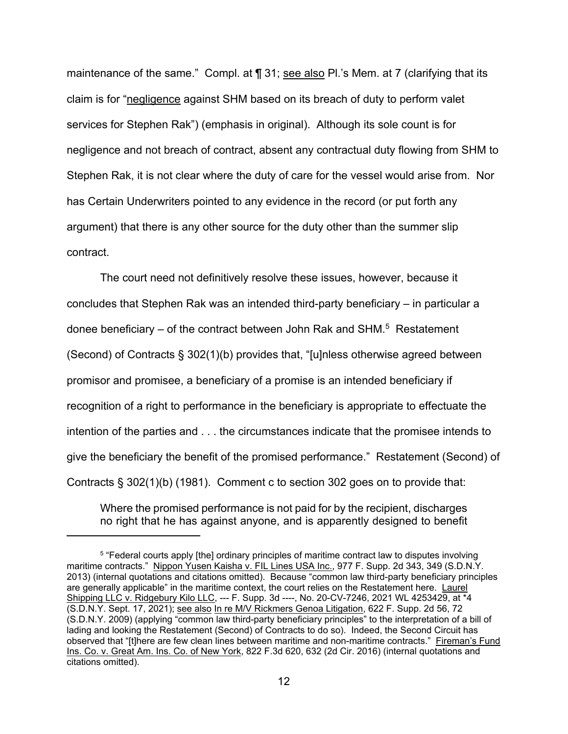maintenance of the same." Compl. at ¶ 31; see also Pl.'s Mem. at 7 (clarifying that its claim is for "negligence against SHM based on its breach of duty to perform valet services for Stephen Rak") (emphasis in original). Although its sole count is for negligence and not breach of contract, absent any contractual duty flowing from SHM to Stephen Rak, it is not clear where the duty of care for the vessel would arise from. Nor has Certain Underwriters pointed to any evidence in the record (or put forth any argument) that there is any other source for the duty other than the summer slip contract.

The court need not definitively resolve these issues, however, because it concludes that Stephen Rak was an intended third-party beneficiary – in particular a donee beneficiary – of the contract between John Rak and SHM.[5] Restatement (Second) of Contracts § 302(1)(b) provides that, "[u]nless otherwise agreed between promisor and promisee, a beneficiary of a promise is an intended beneficiary if recognition of a right to performance in the beneficiary is appropriate to effectuate the intention of the parties and . . . the circumstances indicate that the promisee intends to give the beneficiary the benefit of the promised performance." Restatement (Second) of Contracts § 302(1)(b) (1981). Comment c to section 302 goes on to provide that:

> Where the promised performance is not paid for by the recipient, discharges no right that he has against anyone, and is apparently designed to benefit

---

[5] "Federal courts apply [the] ordinary principles of maritime contract law to disputes involving maritime contracts." Nippon Yusen Kaisha v. FIL Lines USA Inc., 977 F. Supp. 2d 343, 349 (S.D.N.Y. 2013) (internal quotations and citations omitted). Because "common law third-party beneficiary principles are generally applicable" in the maritime context, the court relies on the Restatement here. Laurel Shipping LLC v. Ridgebury Kilo LLC, --- F. Supp. 3d ----, No. 20-CV-7246, 2021 WL 4253429, at *4 (S.D.N.Y. Sept. 17, 2021); see also In re M/V Rickmers Genoa Litigation, 622 F. Supp. 2d 56, 72 (S.D.N.Y. 2009) (applying "common law third-party beneficiary principles" to the interpretation of a bill of lading and looking the Restatement (Second) of Contracts to do so). Indeed, the Second Circuit has observed that "[t]here are few clean lines between maritime and non-maritime contracts." Fireman's Fund Ins. Co. v. Great Am. Ins. Co. of New York, 822 F.3d 620, 632 (2d Cir. 2016) (internal quotations and citations omitted).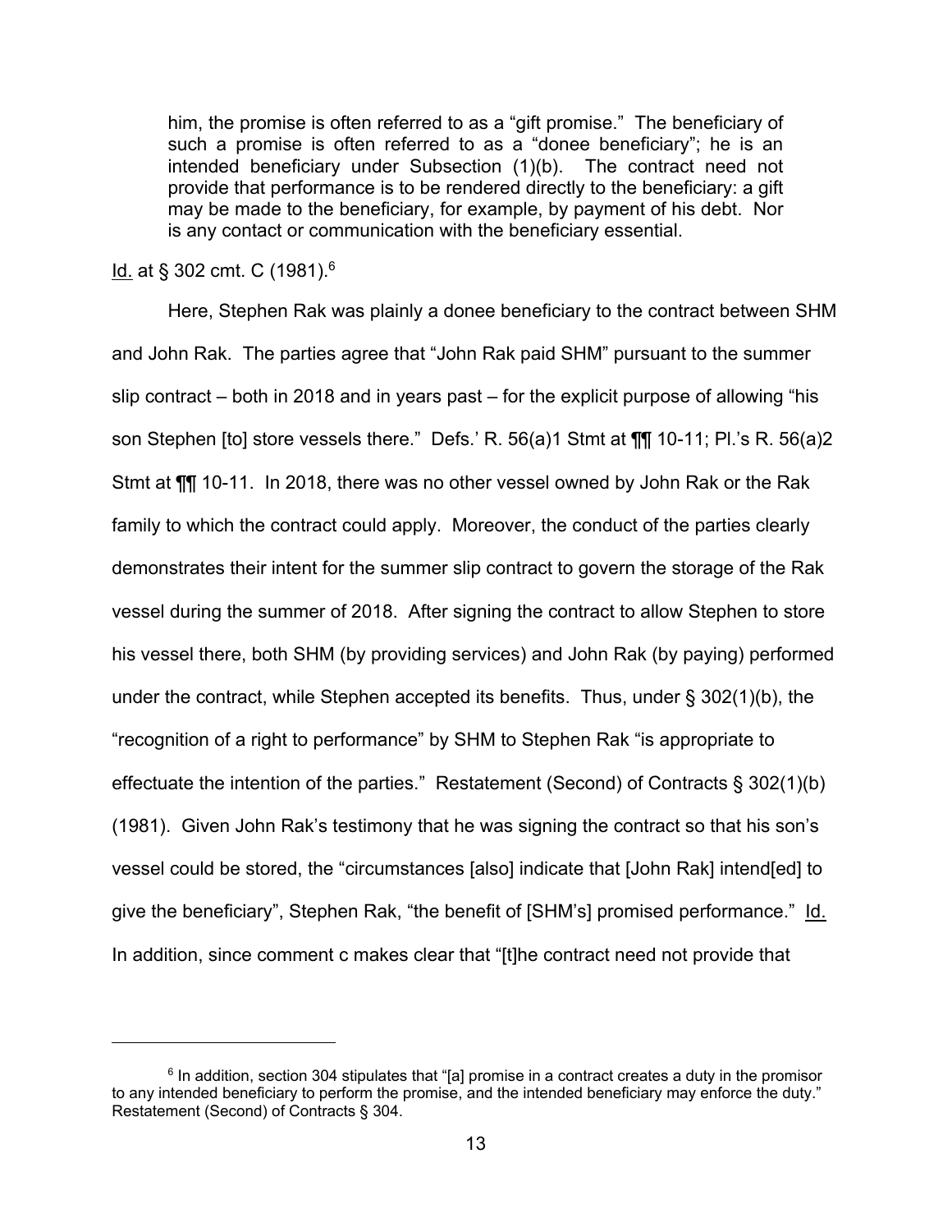> him, the promise is often referred to as a "gift promise." The beneficiary of such a promise is often referred to as a "donee beneficiary"; he is an intended beneficiary under Subsection (1)(b). The contract need not provide that performance is to be rendered directly to the beneficiary: a gift may be made to the beneficiary, for example, by payment of his debt. Nor is any contact or communication with the beneficiary essential.

Id. at § 302 cmt. C (1981).[6]

Here, Stephen Rak was plainly a donee beneficiary to the contract between SHM and John Rak. The parties agree that "John Rak paid SHM" pursuant to the summer slip contract – both in 2018 and in years past – for the explicit purpose of allowing "his son Stephen [to] store vessels there." Defs.' R. 56(a)1 Stmt at ¶¶ 10-11; Pl.'s R. 56(a)2 Stmt at ¶¶ 10-11. In 2018, there was no other vessel owned by John Rak or the Rak family to which the contract could apply. Moreover, the conduct of the parties clearly demonstrates their intent for the summer slip contract to govern the storage of the Rak vessel during the summer of 2018. After signing the contract to allow Stephen to store his vessel there, both SHM (by providing services) and John Rak (by paying) performed under the contract, while Stephen accepted its benefits. Thus, under § 302(1)(b), the "recognition of a right to performance" by SHM to Stephen Rak "is appropriate to effectuate the intention of the parties." Restatement (Second) of Contracts § 302(1)(b) (1981). Given John Rak's testimony that he was signing the contract so that his son's vessel could be stored, the "circumstances [also] indicate that [John Rak] intend[ed] to give the beneficiary", Stephen Rak, "the benefit of [SHM's] promised performance." Id. In addition, since comment c makes clear that "[t]he contract need not provide that

---

[6] In addition, section 304 stipulates that "[a] promise in a contract creates a duty in the promisor to any intended beneficiary to perform the promise, and the intended beneficiary may enforce the duty." Restatement (Second) of Contracts § 304.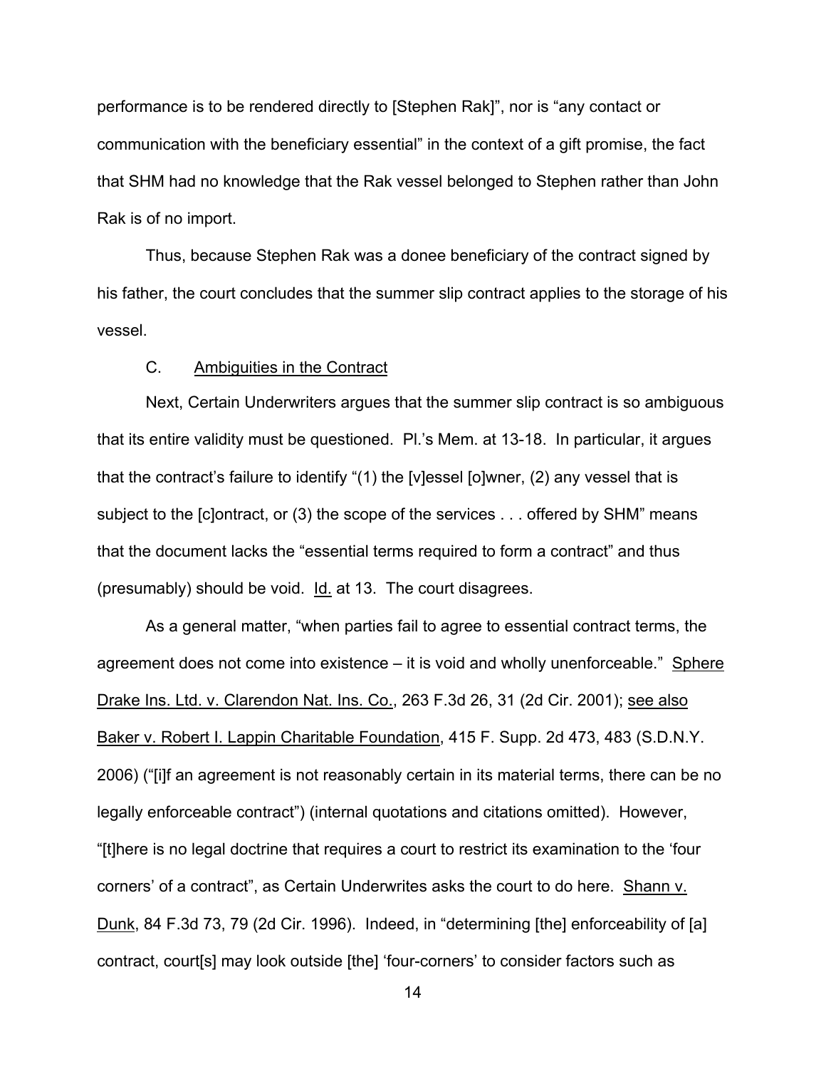performance is to be rendered directly to [Stephen Rak]", nor is "any contact or communication with the beneficiary essential" in the context of a gift promise, the fact that SHM had no knowledge that the Rak vessel belonged to Stephen rather than John Rak is of no import.

Thus, because Stephen Rak was a donee beneficiary of the contract signed by his father, the court concludes that the summer slip contract applies to the storage of his vessel.

C. Ambiguities in the Contract

Next, Certain Underwriters argues that the summer slip contract is so ambiguous that its entire validity must be questioned. Pl.'s Mem. at 13-18. In particular, it argues that the contract's failure to identify "(1) the [v]essel [o]wner, (2) any vessel that is subject to the [c]ontract, or (3) the scope of the services . . . offered by SHM" means that the document lacks the "essential terms required to form a contract" and thus (presumably) should be void. Id. at 13. The court disagrees.

As a general matter, "when parties fail to agree to essential contract terms, the agreement does not come into existence – it is void and wholly unenforceable." Sphere Drake Ins. Ltd. v. Clarendon Nat. Ins. Co., 263 F.3d 26, 31 (2d Cir. 2001); see also Baker v. Robert I. Lappin Charitable Foundation, 415 F. Supp. 2d 473, 483 (S.D.N.Y. 2006) ("[i]f an agreement is not reasonably certain in its material terms, there can be no legally enforceable contract") (internal quotations and citations omitted). However, "[t]here is no legal doctrine that requires a court to restrict its examination to the 'four corners' of a contract", as Certain Underwrites asks the court to do here. Shann v. Dunk, 84 F.3d 73, 79 (2d Cir. 1996). Indeed, in "determining [the] enforceability of [a] contract, court[s] may look outside [the] 'four-corners' to consider factors such as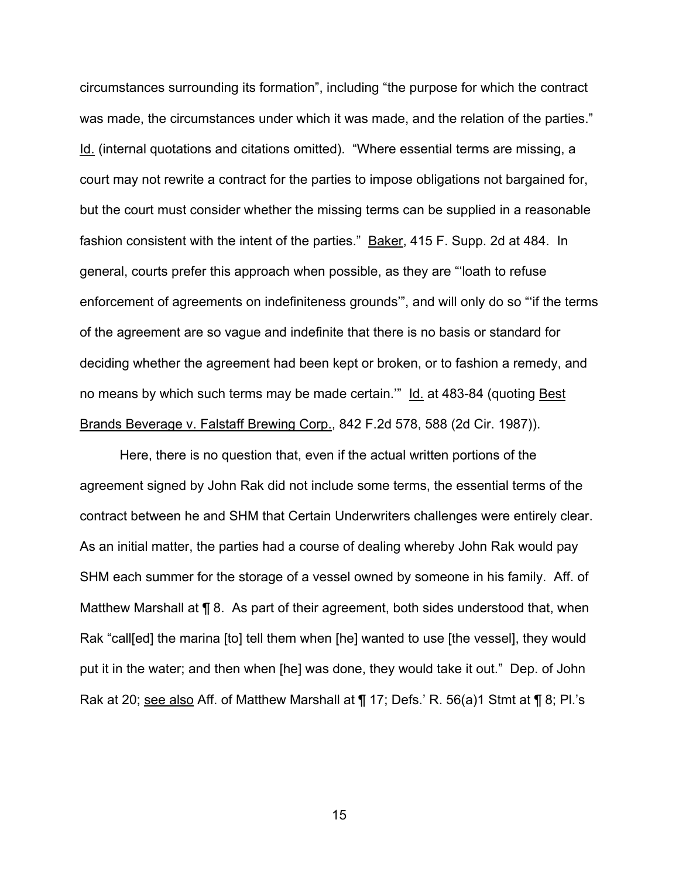circumstances surrounding its formation", including "the purpose for which the contract was made, the circumstances under which it was made, and the relation of the parties." Id. (internal quotations and citations omitted). "Where essential terms are missing, a court may not rewrite a contract for the parties to impose obligations not bargained for, but the court must consider whether the missing terms can be supplied in a reasonable fashion consistent with the intent of the parties." Baker, 415 F. Supp. 2d at 484. In general, courts prefer this approach when possible, as they are "'loath to refuse enforcement of agreements on indefiniteness grounds'", and will only do so "'if the terms of the agreement are so vague and indefinite that there is no basis or standard for deciding whether the agreement had been kept or broken, or to fashion a remedy, and no means by which such terms may be made certain.'" Id. at 483-84 (quoting Best Brands Beverage v. Falstaff Brewing Corp., 842 F.2d 578, 588 (2d Cir. 1987)).

Here, there is no question that, even if the actual written portions of the agreement signed by John Rak did not include some terms, the essential terms of the contract between he and SHM that Certain Underwriters challenges were entirely clear. As an initial matter, the parties had a course of dealing whereby John Rak would pay SHM each summer for the storage of a vessel owned by someone in his family. Aff. of Matthew Marshall at ¶ 8. As part of their agreement, both sides understood that, when Rak "call[ed] the marina [to] tell them when [he] wanted to use [the vessel], they would put it in the water; and then when [he] was done, they would take it out." Dep. of John Rak at 20; see also Aff. of Matthew Marshall at ¶ 17; Defs.' R. 56(a)1 Stmt at ¶ 8; Pl.'s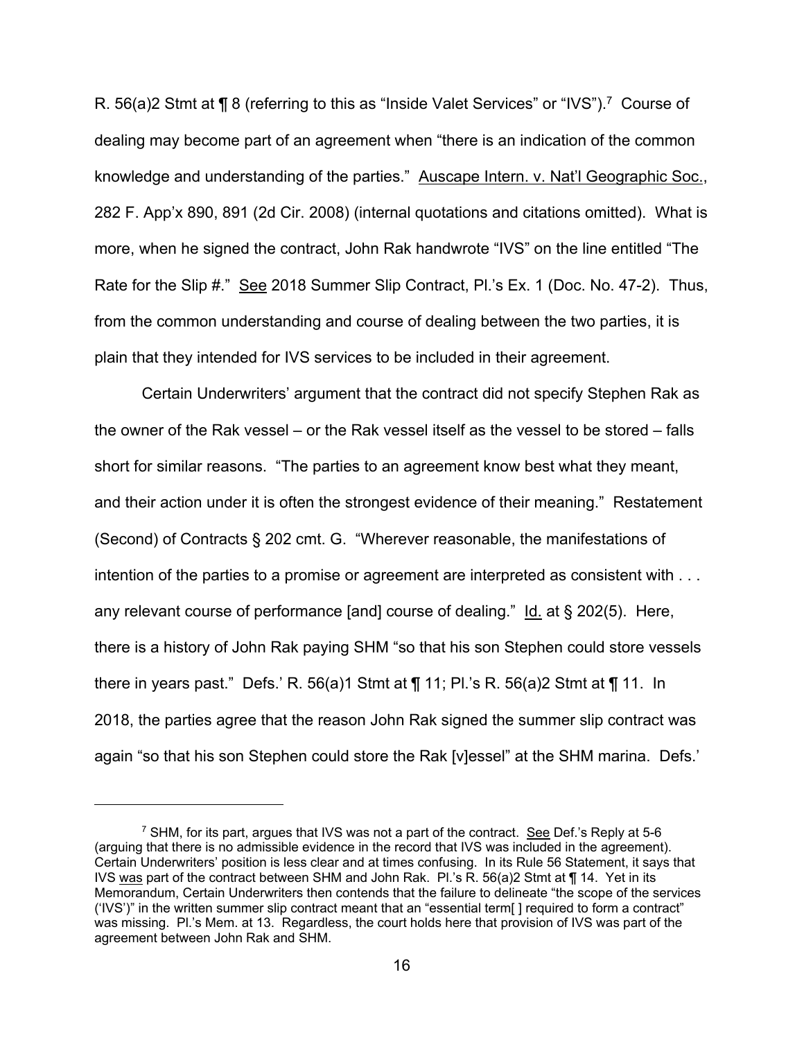R. 56(a)2 Stmt at ¶ 8 (referring to this as "Inside Valet Services" or "IVS").[7] Course of dealing may become part of an agreement when "there is an indication of the common knowledge and understanding of the parties." Auscape Intern. v. Nat'l Geographic Soc., 282 F. App'x 890, 891 (2d Cir. 2008) (internal quotations and citations omitted). What is more, when he signed the contract, John Rak handwrote "IVS" on the line entitled "The Rate for the Slip #." See 2018 Summer Slip Contract, Pl.'s Ex. 1 (Doc. No. 47-2). Thus, from the common understanding and course of dealing between the two parties, it is plain that they intended for IVS services to be included in their agreement.

Certain Underwriters' argument that the contract did not specify Stephen Rak as the owner of the Rak vessel – or the Rak vessel itself as the vessel to be stored – falls short for similar reasons. "The parties to an agreement know best what they meant, and their action under it is often the strongest evidence of their meaning." Restatement (Second) of Contracts § 202 cmt. G. "Wherever reasonable, the manifestations of intention of the parties to a promise or agreement are interpreted as consistent with . . . any relevant course of performance [and] course of dealing." Id. at § 202(5). Here, there is a history of John Rak paying SHM "so that his son Stephen could store vessels there in years past." Defs.' R. 56(a)1 Stmt at ¶ 11; Pl.'s R. 56(a)2 Stmt at ¶ 11. In 2018, the parties agree that the reason John Rak signed the summer slip contract was again "so that his son Stephen could store the Rak [v]essel" at the SHM marina. Defs.'

---

[7] SHM, for its part, argues that IVS was not a part of the contract. See Def.'s Reply at 5-6 (arguing that there is no admissible evidence in the record that IVS was included in the agreement). Certain Underwriters' position is less clear and at times confusing. In its Rule 56 Statement, it says that IVS was part of the contract between SHM and John Rak. Pl.'s R. 56(a)2 Stmt at ¶ 14. Yet in its Memorandum, Certain Underwriters then contends that the failure to delineate "the scope of the services ('IVS')" in the written summer slip contract meant that an "essential term[ ] required to form a contract" was missing. Pl.'s Mem. at 13. Regardless, the court holds here that provision of IVS was part of the agreement between John Rak and SHM.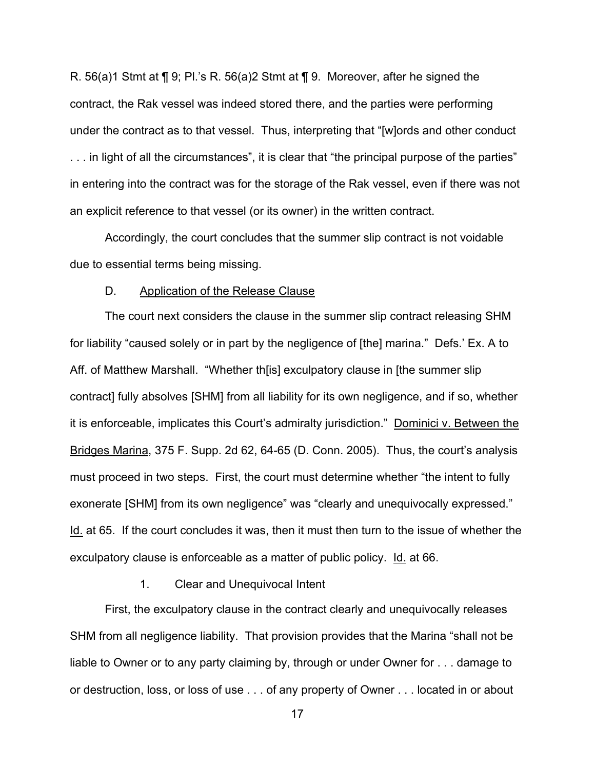R. 56(a)1 Stmt at ¶ 9; Pl.'s R. 56(a)2 Stmt at ¶ 9. Moreover, after he signed the contract, the Rak vessel was indeed stored there, and the parties were performing under the contract as to that vessel. Thus, interpreting that "[w]ords and other conduct . . . in light of all the circumstances", it is clear that "the principal purpose of the parties" in entering into the contract was for the storage of the Rak vessel, even if there was not an explicit reference to that vessel (or its owner) in the written contract.

Accordingly, the court concludes that the summer slip contract is not voidable due to essential terms being missing.

D. Application of the Release Clause

The court next considers the clause in the summer slip contract releasing SHM for liability "caused solely or in part by the negligence of [the] marina." Defs.' Ex. A to Aff. of Matthew Marshall. "Whether th[is] exculpatory clause in [the summer slip contract] fully absolves [SHM] from all liability for its own negligence, and if so, whether it is enforceable, implicates this Court's admiralty jurisdiction." Dominici v. Between the Bridges Marina, 375 F. Supp. 2d 62, 64-65 (D. Conn. 2005). Thus, the court's analysis must proceed in two steps. First, the court must determine whether "the intent to fully exonerate [SHM] from its own negligence" was "clearly and unequivocally expressed." Id. at 65. If the court concludes it was, then it must then turn to the issue of whether the exculpatory clause is enforceable as a matter of public policy. Id. at 66.

1. Clear and Unequivocal Intent

First, the exculpatory clause in the contract clearly and unequivocally releases SHM from all negligence liability. That provision provides that the Marina "shall not be liable to Owner or to any party claiming by, through or under Owner for . . . damage to or destruction, loss, or loss of use . . . of any property of Owner . . . located in or about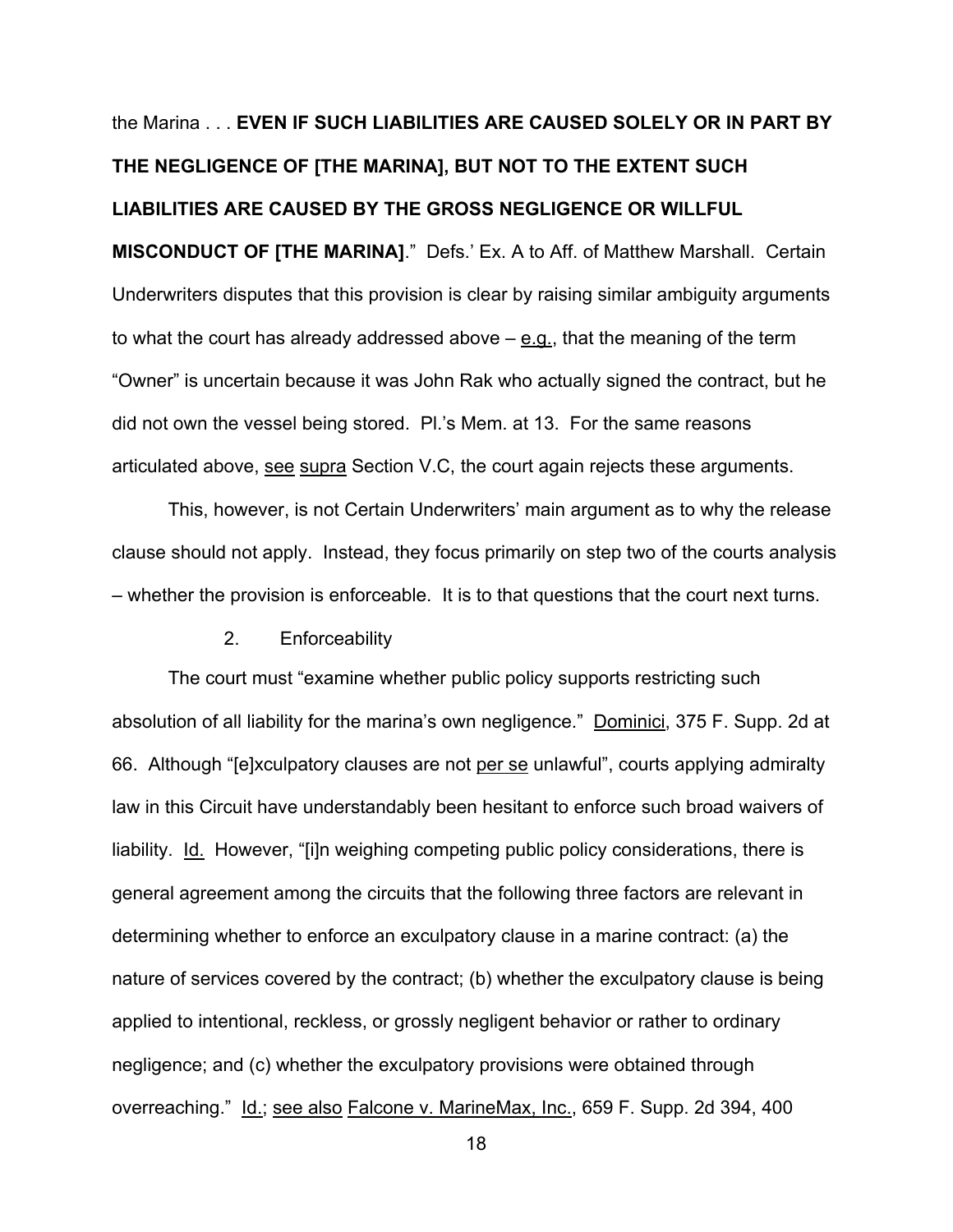the Marina . . . **EVEN IF SUCH LIABILITIES ARE CAUSED SOLELY OR IN PART BY THE NEGLIGENCE OF [THE MARINA], BUT NOT TO THE EXTENT SUCH LIABILITIES ARE CAUSED BY THE GROSS NEGLIGENCE OR WILLFUL MISCONDUCT OF [THE MARINA]**." Defs.' Ex. A to Aff. of Matthew Marshall. Certain Underwriters disputes that this provision is clear by raising similar ambiguity arguments to what the court has already addressed above – e.g., that the meaning of the term "Owner" is uncertain because it was John Rak who actually signed the contract, but he did not own the vessel being stored. Pl.'s Mem. at 13. For the same reasons articulated above, see supra Section V.C, the court again rejects these arguments.

This, however, is not Certain Underwriters' main argument as to why the release clause should not apply. Instead, they focus primarily on step two of the courts analysis – whether the provision is enforceable. It is to that questions that the court next turns.

2. Enforceability

The court must "examine whether public policy supports restricting such absolution of all liability for the marina's own negligence." Dominici, 375 F. Supp. 2d at 66. Although "[e]xculpatory clauses are not per se unlawful", courts applying admiralty law in this Circuit have understandably been hesitant to enforce such broad waivers of liability. Id. However, "[i]n weighing competing public policy considerations, there is general agreement among the circuits that the following three factors are relevant in determining whether to enforce an exculpatory clause in a marine contract: (a) the nature of services covered by the contract; (b) whether the exculpatory clause is being applied to intentional, reckless, or grossly negligent behavior or rather to ordinary negligence; and (c) whether the exculpatory provisions were obtained through overreaching." Id.; see also Falcone v. MarineMax, Inc., 659 F. Supp. 2d 394, 400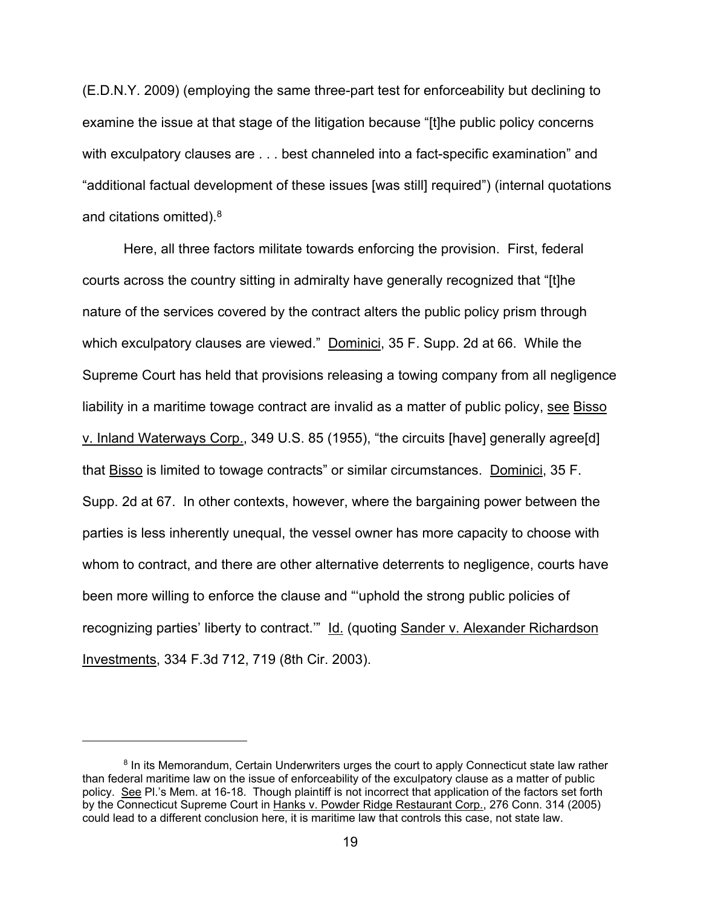(E.D.N.Y. 2009) (employing the same three-part test for enforceability but declining to examine the issue at that stage of the litigation because "[t]he public policy concerns with exculpatory clauses are . . . best channeled into a fact-specific examination" and "additional factual development of these issues [was still] required") (internal quotations and citations omitted).[8]

Here, all three factors militate towards enforcing the provision. First, federal courts across the country sitting in admiralty have generally recognized that "[t]he nature of the services covered by the contract alters the public policy prism through which exculpatory clauses are viewed." Dominici, 35 F. Supp. 2d at 66. While the Supreme Court has held that provisions releasing a towing company from all negligence liability in a maritime towage contract are invalid as a matter of public policy, see Bisso v. Inland Waterways Corp., 349 U.S. 85 (1955), "the circuits [have] generally agree[d] that Bisso is limited to towage contracts" or similar circumstances. Dominici, 35 F. Supp. 2d at 67. In other contexts, however, where the bargaining power between the parties is less inherently unequal, the vessel owner has more capacity to choose with whom to contract, and there are other alternative deterrents to negligence, courts have been more willing to enforce the clause and "'uphold the strong public policies of recognizing parties' liberty to contract.'" Id. (quoting Sander v. Alexander Richardson Investments, 334 F.3d 712, 719 (8th Cir. 2003).

---

[8] In its Memorandum, Certain Underwriters urges the court to apply Connecticut state law rather than federal maritime law on the issue of enforceability of the exculpatory clause as a matter of public policy. See Pl.'s Mem. at 16-18. Though plaintiff is not incorrect that application of the factors set forth by the Connecticut Supreme Court in Hanks v. Powder Ridge Restaurant Corp., 276 Conn. 314 (2005) could lead to a different conclusion here, it is maritime law that controls this case, not state law.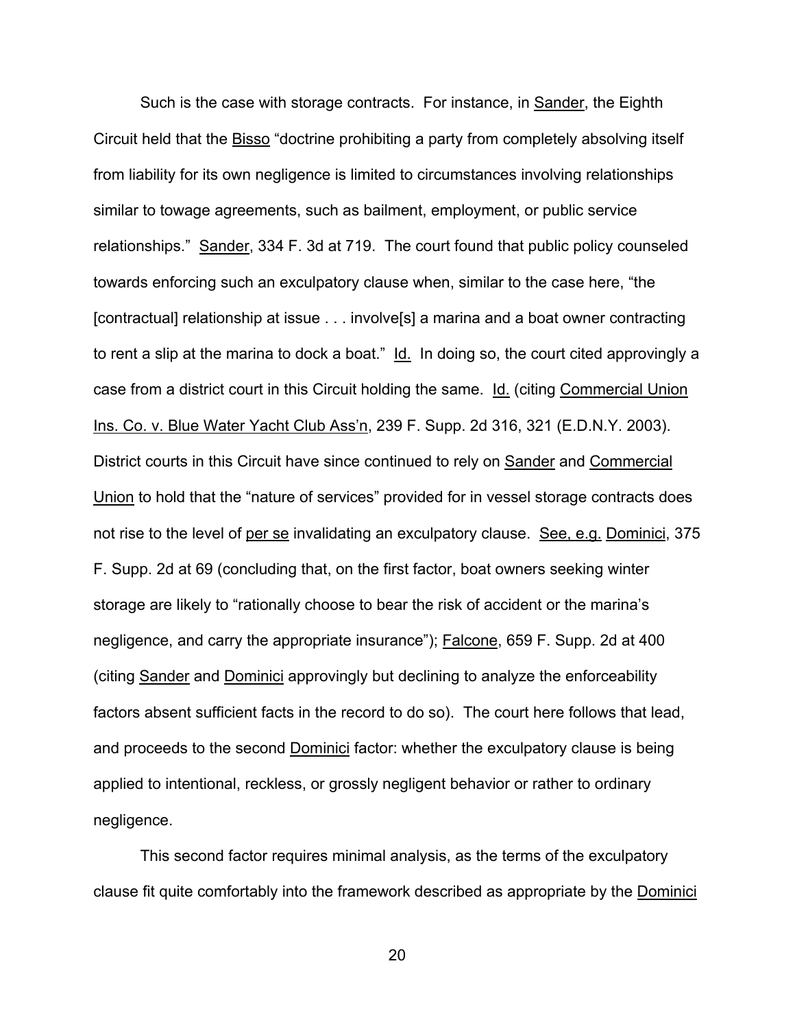Such is the case with storage contracts. For instance, in Sander, the Eighth Circuit held that the Bisso "doctrine prohibiting a party from completely absolving itself from liability for its own negligence is limited to circumstances involving relationships similar to towage agreements, such as bailment, employment, or public service relationships." Sander, 334 F. 3d at 719. The court found that public policy counseled towards enforcing such an exculpatory clause when, similar to the case here, "the [contractual] relationship at issue . . . involve[s] a marina and a boat owner contracting to rent a slip at the marina to dock a boat." Id. In doing so, the court cited approvingly a case from a district court in this Circuit holding the same. Id. (citing Commercial Union Ins. Co. v. Blue Water Yacht Club Ass'n, 239 F. Supp. 2d 316, 321 (E.D.N.Y. 2003). District courts in this Circuit have since continued to rely on Sander and Commercial Union to hold that the "nature of services" provided for in vessel storage contracts does not rise to the level of per se invalidating an exculpatory clause. See, e.g. Dominici, 375 F. Supp. 2d at 69 (concluding that, on the first factor, boat owners seeking winter storage are likely to "rationally choose to bear the risk of accident or the marina's negligence, and carry the appropriate insurance"); Falcone, 659 F. Supp. 2d at 400 (citing Sander and Dominici approvingly but declining to analyze the enforceability factors absent sufficient facts in the record to do so). The court here follows that lead, and proceeds to the second Dominici factor: whether the exculpatory clause is being applied to intentional, reckless, or grossly negligent behavior or rather to ordinary negligence.

This second factor requires minimal analysis, as the terms of the exculpatory clause fit quite comfortably into the framework described as appropriate by the Dominici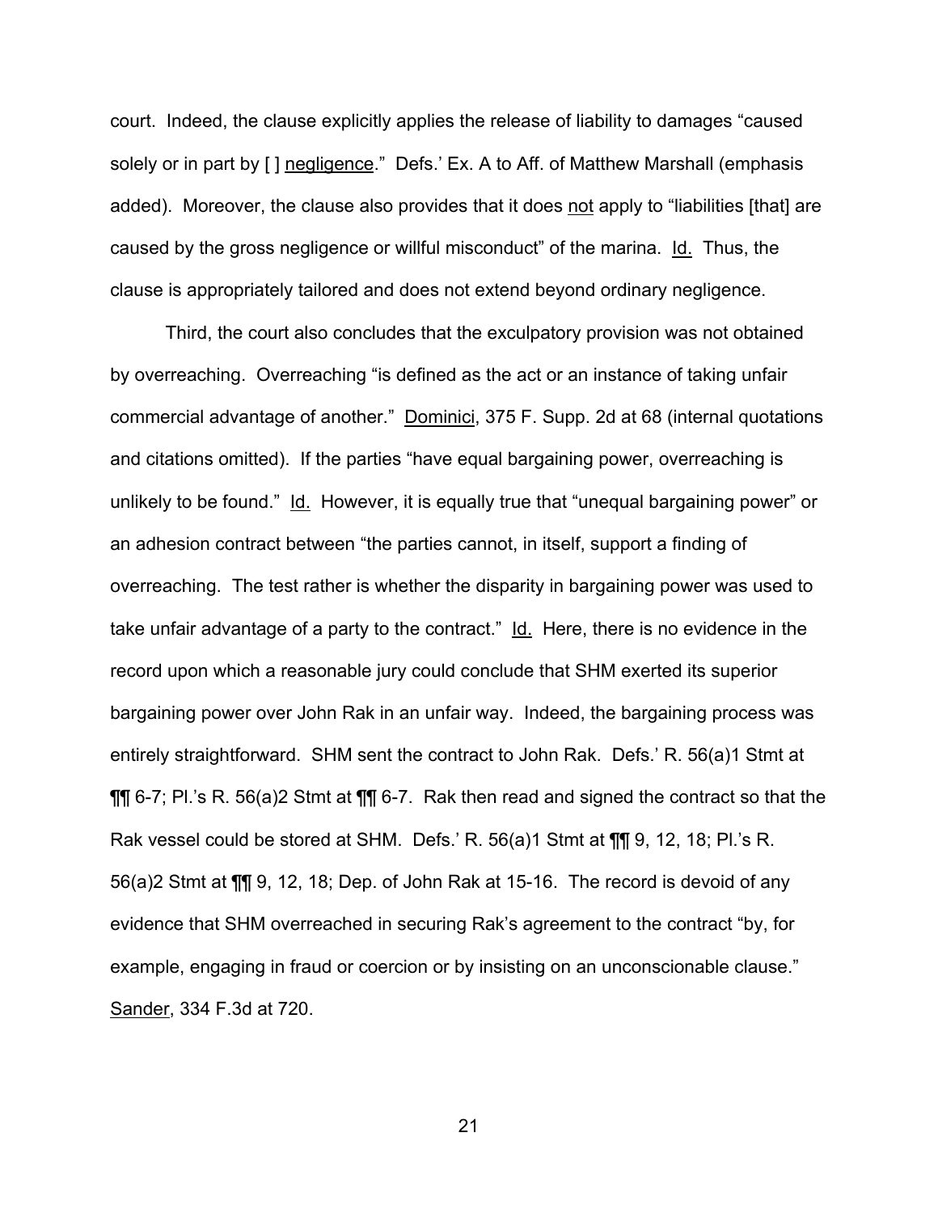court. Indeed, the clause explicitly applies the release of liability to damages "caused solely or in part by [ ] <u>negligence</u>." Defs.' Ex. A to Aff. of Matthew Marshall (emphasis added). Moreover, the clause also provides that it does <u>not</u> apply to "liabilities [that] are caused by the gross negligence or willful misconduct" of the marina. <u>Id.</u> Thus, the clause is appropriately tailored and does not extend beyond ordinary negligence.

Third, the court also concludes that the exculpatory provision was not obtained by overreaching. Overreaching "is defined as the act or an instance of taking unfair commercial advantage of another." <u>Dominici</u>, 375 F. Supp. 2d at 68 (internal quotations and citations omitted). If the parties "have equal bargaining power, overreaching is unlikely to be found." <u>Id.</u> However, it is equally true that "unequal bargaining power" or an adhesion contract between "the parties cannot, in itself, support a finding of overreaching. The test rather is whether the disparity in bargaining power was used to take unfair advantage of a party to the contract." <u>Id.</u> Here, there is no evidence in the record upon which a reasonable jury could conclude that SHM exerted its superior bargaining power over John Rak in an unfair way. Indeed, the bargaining process was entirely straightforward. SHM sent the contract to John Rak. Defs.' R. 56(a)1 Stmt at ¶¶ 6-7; Pl.'s R. 56(a)2 Stmt at ¶¶ 6-7. Rak then read and signed the contract so that the Rak vessel could be stored at SHM. Defs.' R. 56(a)1 Stmt at ¶¶ 9, 12, 18; Pl.'s R. 56(a)2 Stmt at ¶¶ 9, 12, 18; Dep. of John Rak at 15-16. The record is devoid of any evidence that SHM overreached in securing Rak's agreement to the contract "by, for example, engaging in fraud or coercion or by insisting on an unconscionable clause." <u>Sander</u>, 334 F.3d at 720.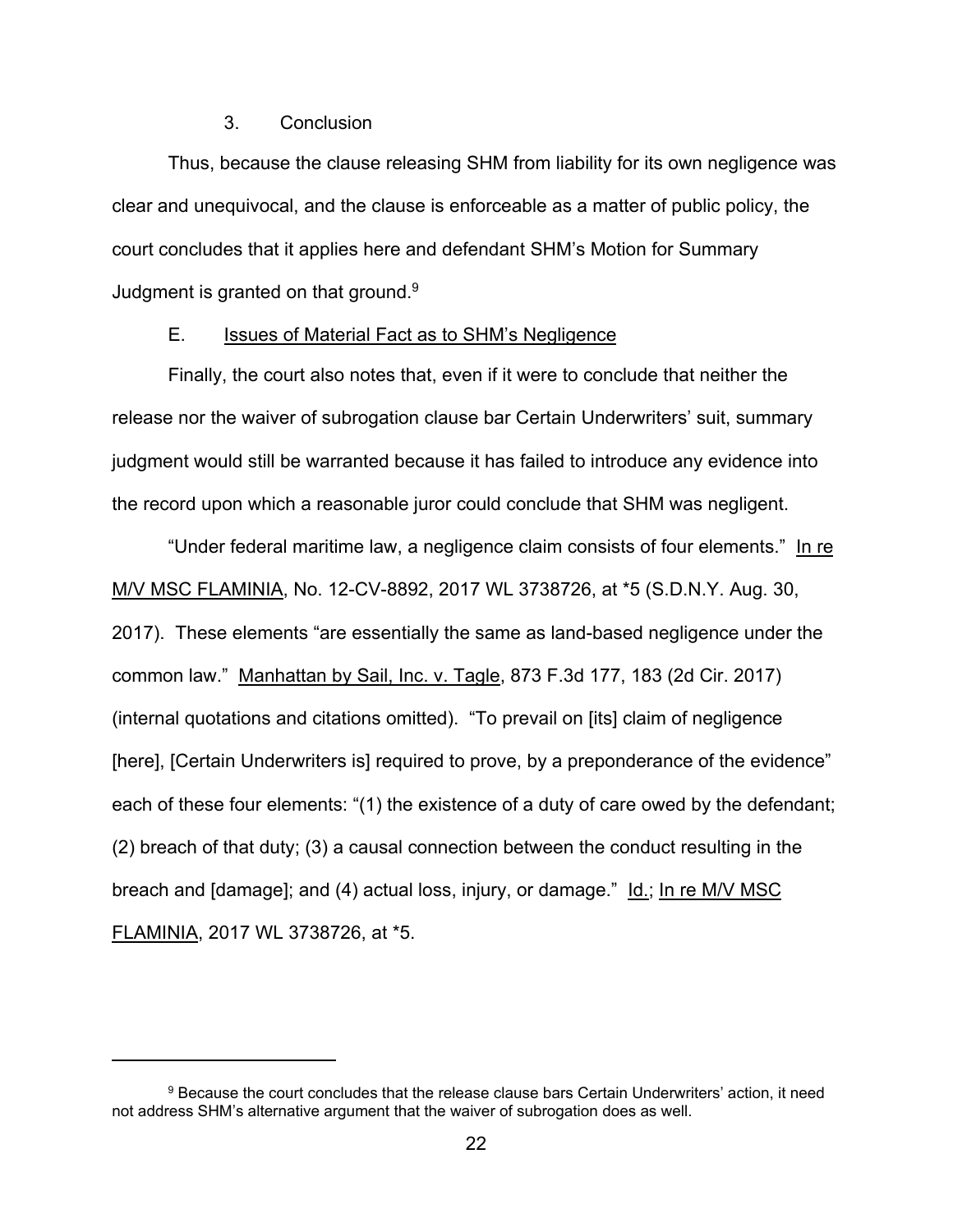3. Conclusion

Thus, because the clause releasing SHM from liability for its own negligence was clear and unequivocal, and the clause is enforceable as a matter of public policy, the court concludes that it applies here and defendant SHM's Motion for Summary Judgment is granted on that ground.[9]

E. Issues of Material Fact as to SHM's Negligence

Finally, the court also notes that, even if it were to conclude that neither the release nor the waiver of subrogation clause bar Certain Underwriters' suit, summary judgment would still be warranted because it has failed to introduce any evidence into the record upon which a reasonable juror could conclude that SHM was negligent.

"Under federal maritime law, a negligence claim consists of four elements." In re M/V MSC FLAMINIA, No. 12-CV-8892, 2017 WL 3738726, at *5 (S.D.N.Y. Aug. 30, 2017). These elements "are essentially the same as land-based negligence under the common law." Manhattan by Sail, Inc. v. Tagle, 873 F.3d 177, 183 (2d Cir. 2017) (internal quotations and citations omitted). "To prevail on [its] claim of negligence [here], [Certain Underwriters is] required to prove, by a preponderance of the evidence" each of these four elements: "(1) the existence of a duty of care owed by the defendant; (2) breach of that duty; (3) a causal connection between the conduct resulting in the breach and [damage]; and (4) actual loss, injury, or damage." Id.; In re M/V MSC FLAMINIA, 2017 WL 3738726, at *5.

---

[9] Because the court concludes that the release clause bars Certain Underwriters' action, it need not address SHM's alternative argument that the waiver of subrogation does as well.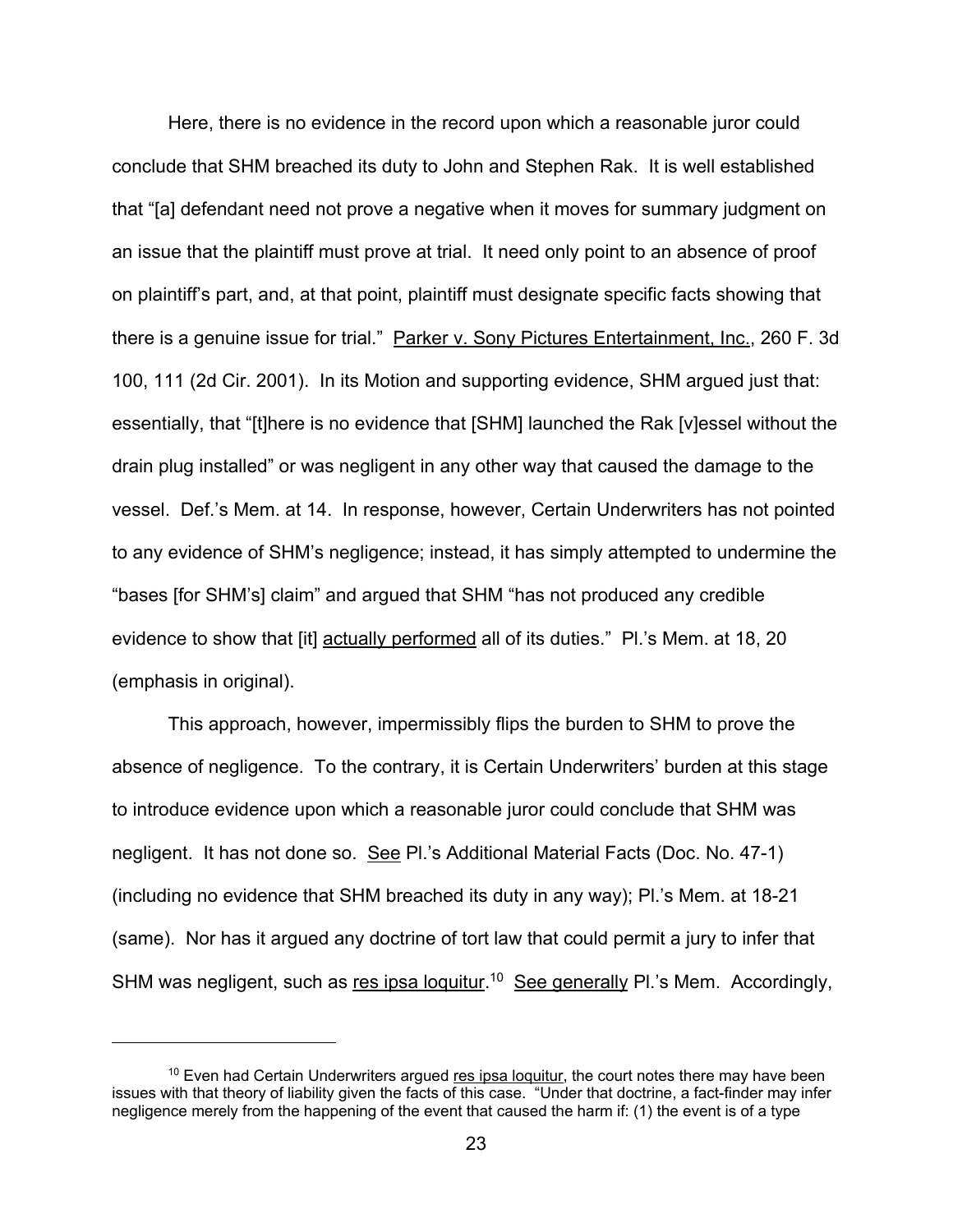Here, there is no evidence in the record upon which a reasonable juror could conclude that SHM breached its duty to John and Stephen Rak. It is well established that "[a] defendant need not prove a negative when it moves for summary judgment on an issue that the plaintiff must prove at trial. It need only point to an absence of proof on plaintiff's part, and, at that point, plaintiff must designate specific facts showing that there is a genuine issue for trial." Parker v. Sony Pictures Entertainment, Inc., 260 F. 3d 100, 111 (2d Cir. 2001). In its Motion and supporting evidence, SHM argued just that: essentially, that "[t]here is no evidence that [SHM] launched the Rak [v]essel without the drain plug installed" or was negligent in any other way that caused the damage to the vessel. Def.'s Mem. at 14. In response, however, Certain Underwriters has not pointed to any evidence of SHM's negligence; instead, it has simply attempted to undermine the "bases [for SHM's] claim" and argued that SHM "has not produced any credible evidence to show that [it] actually performed all of its duties." Pl.'s Mem. at 18, 20 (emphasis in original).

This approach, however, impermissibly flips the burden to SHM to prove the absence of negligence. To the contrary, it is Certain Underwriters' burden at this stage to introduce evidence upon which a reasonable juror could conclude that SHM was negligent. It has not done so. See Pl.'s Additional Material Facts (Doc. No. 47-1) (including no evidence that SHM breached its duty in any way); Pl.'s Mem. at 18-21 (same). Nor has it argued any doctrine of tort law that could permit a jury to infer that SHM was negligent, such as res ipsa loquitur.[10] See generally Pl.'s Mem. Accordingly,

[10] Even had Certain Underwriters argued res ipsa loquitur, the court notes there may have been issues with that theory of liability given the facts of this case. "Under that doctrine, a fact-finder may infer negligence merely from the happening of the event that caused the harm if: (1) the event is of a type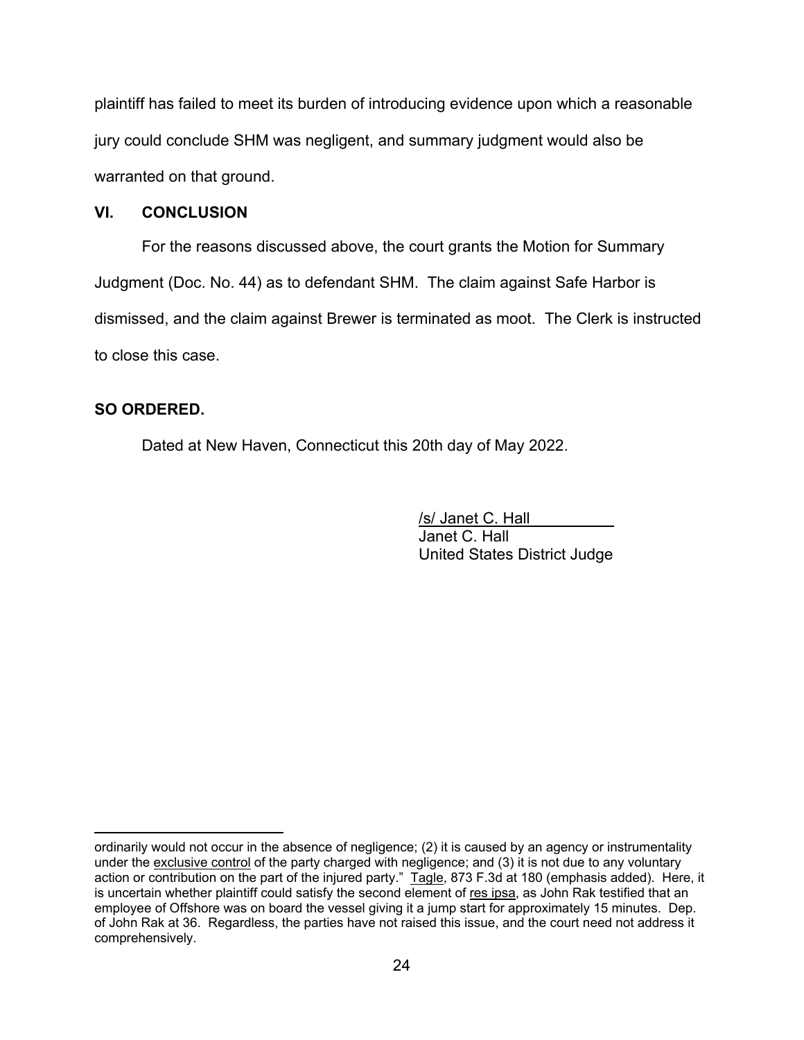plaintiff has failed to meet its burden of introducing evidence upon which a reasonable jury could conclude SHM was negligent, and summary judgment would also be warranted on that ground.

## VI. CONCLUSION

For the reasons discussed above, the court grants the Motion for Summary Judgment (Doc. No. 44) as to defendant SHM. The claim against Safe Harbor is dismissed, and the claim against Brewer is terminated as moot. The Clerk is instructed to close this case.

**SO ORDERED.**

Dated at New Haven, Connecticut this 20th day of May 2022.

/s/ Janet C. Hall
Janet C. Hall
United States District Judge

---

ordinarily would not occur in the absence of negligence; (2) it is caused by an agency or instrumentality under the exclusive control of the party charged with negligence; and (3) it is not due to any voluntary action or contribution on the part of the injured party." Tagle, 873 F.3d at 180 (emphasis added). Here, it is uncertain whether plaintiff could satisfy the second element of res ipsa, as John Rak testified that an employee of Offshore was on board the vessel giving it a jump start for approximately 15 minutes. Dep. of John Rak at 36. Regardless, the parties have not raised this issue, and the court need not address it comprehensively.